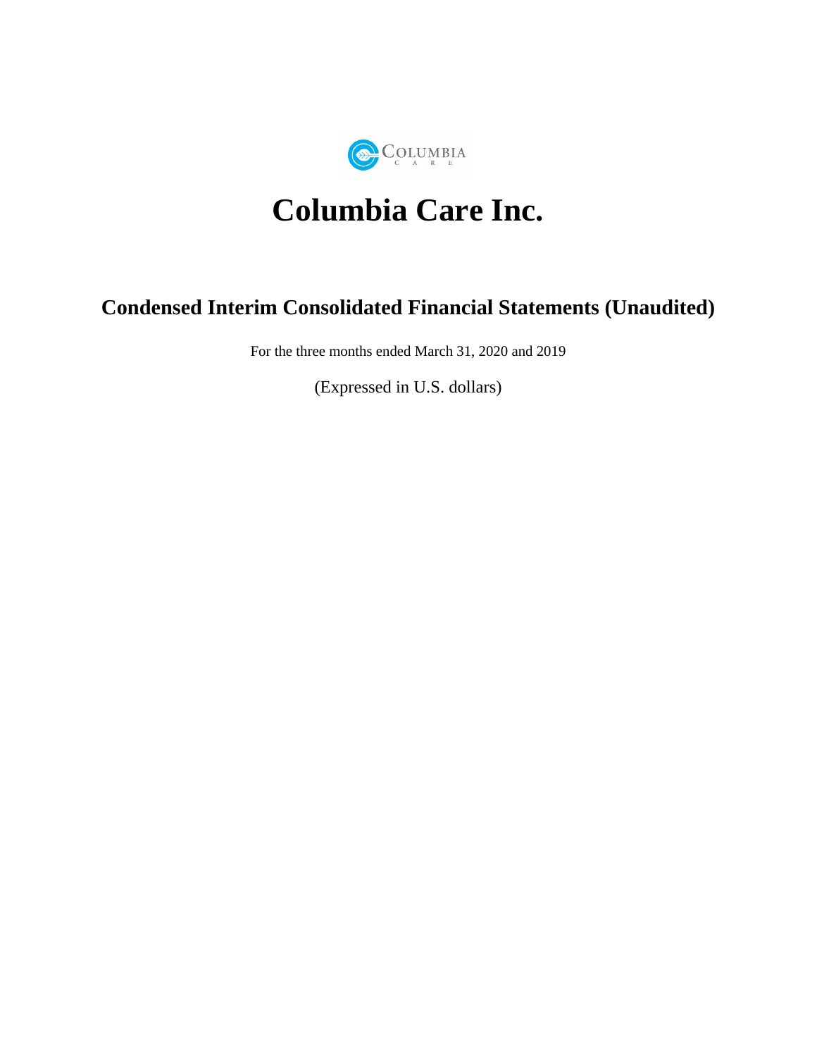# Columbia Care Inc.

## Condensed Interim Consolidated Financial Statements (Unaudited)

For the three months ended March 31, 2020 and 2019

(Expressed in U.S. dollars)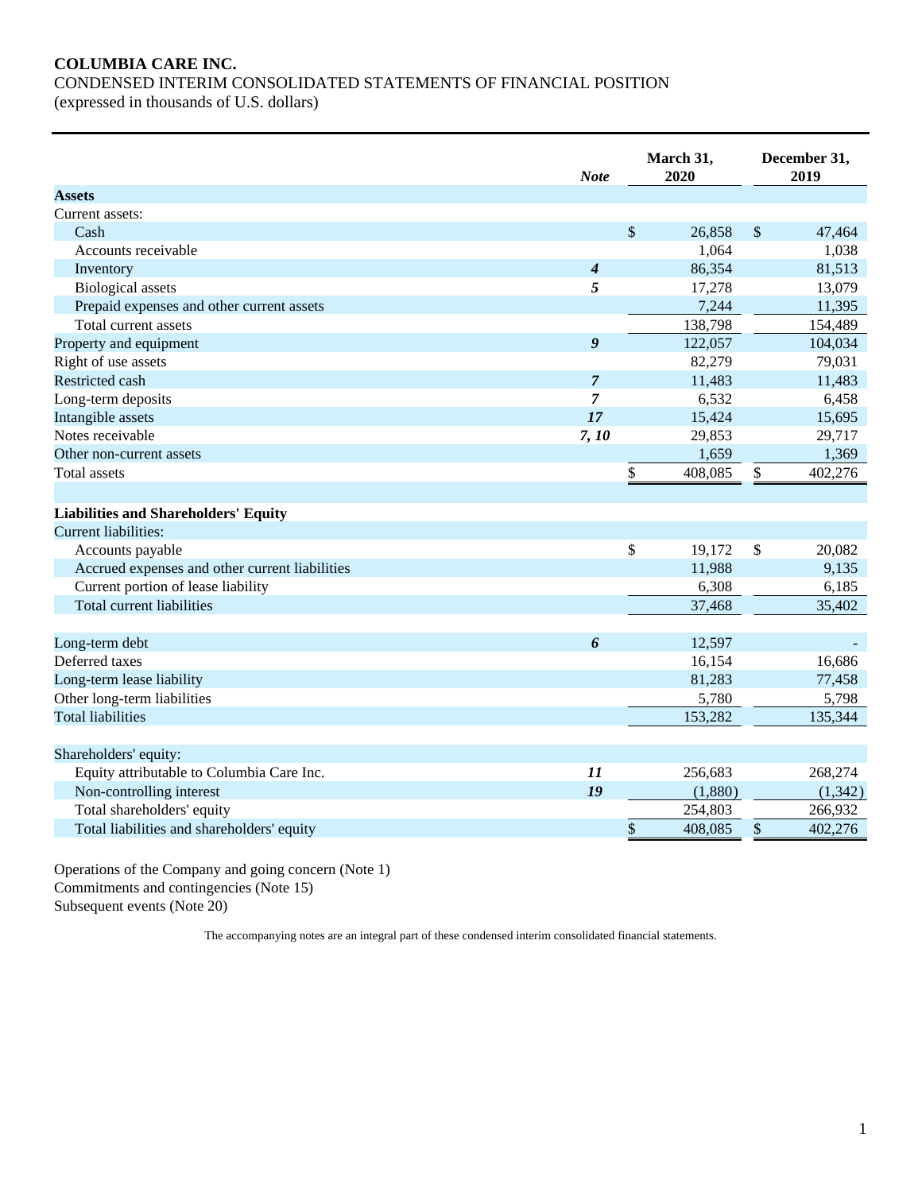# COLUMBIA CARE INC.

CONDENSED INTERIM CONSOLIDATED STATEMENTS OF FINANCIAL POSITION
(expressed in thousands of U.S. dollars)

| | *Note* | March 31, 2020 | December 31, 2019 |
|---|---|---|---|
| **Assets** | | | |
| Current assets: | | | |
| Cash | | $ 26,858 | $ 47,464 |
| Accounts receivable | | 1,064 | 1,038 |
| Inventory | ***4*** | 86,354 | 81,513 |
| Biological assets | ***5*** | 17,278 | 13,079 |
| Prepaid expenses and other current assets | | 7,244 | 11,395 |
| Total current assets | | 138,798 | 154,489 |
| Property and equipment | ***9*** | 122,057 | 104,034 |
| Right of use assets | | 82,279 | 79,031 |
| Restricted cash | ***7*** | 11,483 | 11,483 |
| Long-term deposits | ***7*** | 6,532 | 6,458 |
| Intangible assets | ***17*** | 15,424 | 15,695 |
| Notes receivable | ***7, 10*** | 29,853 | 29,717 |
| Other non-current assets | | 1,659 | 1,369 |
| Total assets | | $ 408,085 | $ 402,276 |
| | | | |
| **Liabilities and Shareholders' Equity** | | | |
| Current liabilities: | | | |
| Accounts payable | | $ 19,172 | $ 20,082 |
| Accrued expenses and other current liabilities | | 11,988 | 9,135 |
| Current portion of lease liability | | 6,308 | 6,185 |
| Total current liabilities | | 37,468 | 35,402 |
| | | | |
| Long-term debt | ***6*** | 12,597 | - |
| Deferred taxes | | 16,154 | 16,686 |
| Long-term lease liability | | 81,283 | 77,458 |
| Other long-term liabilities | | 5,780 | 5,798 |
| Total liabilities | | 153,282 | 135,344 |
| | | | |
| Shareholders' equity: | | | |
| Equity attributable to Columbia Care Inc. | ***11*** | 256,683 | 268,274 |
| Non-controlling interest | ***19*** | (1,880) | (1,342) |
| Total shareholders' equity | | 254,803 | 266,932 |
| Total liabilities and shareholders' equity | | $ 408,085 | $ 402,276 |

Operations of the Company and going concern (Note 1)
Commitments and contingencies (Note 15)
Subsequent events (Note 20)

The accompanying notes are an integral part of these condensed interim consolidated financial statements.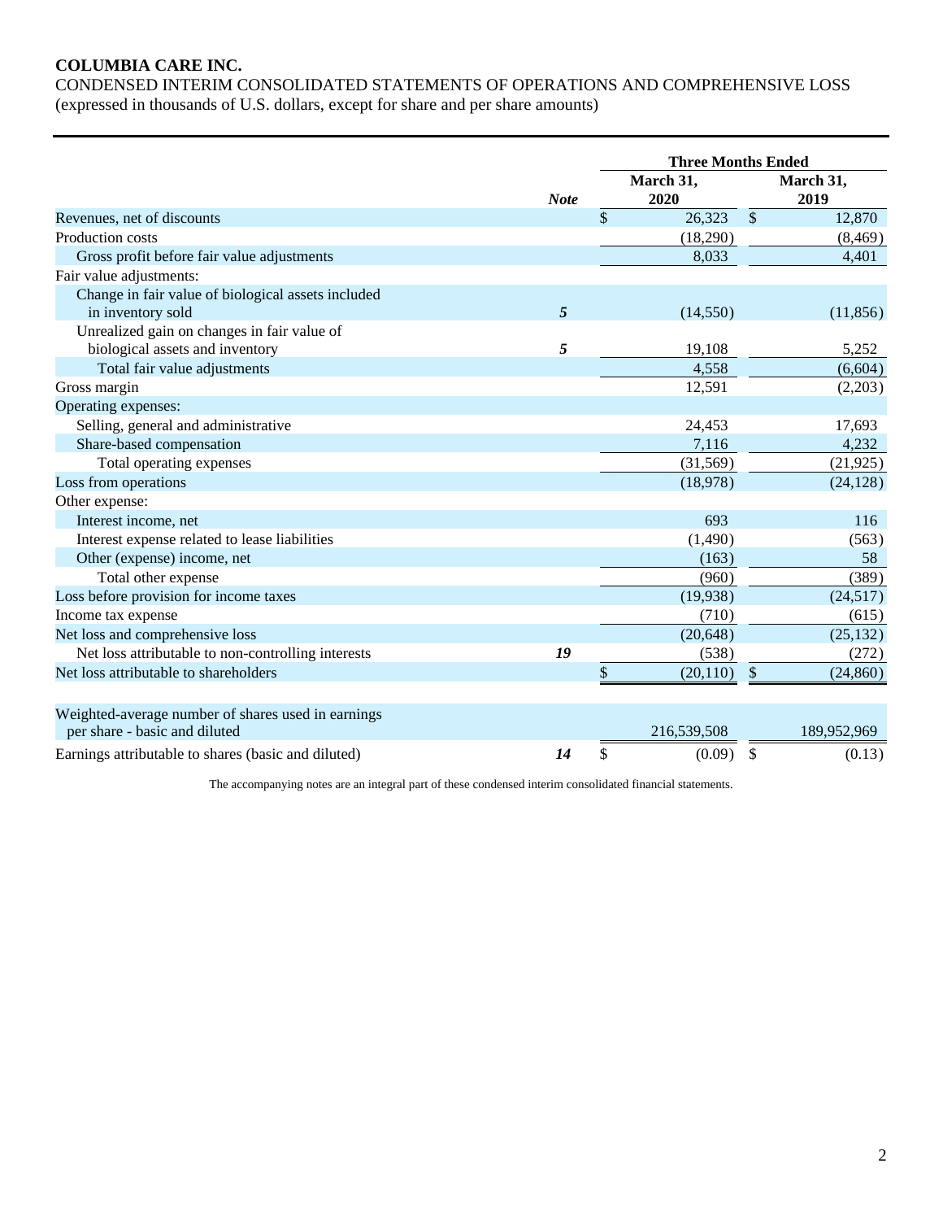**COLUMBIA CARE INC.**

CONDENSED INTERIM CONSOLIDATED STATEMENTS OF OPERATIONS AND COMPREHENSIVE LOSS
(expressed in thousands of U.S. dollars, except for share and per share amounts)

| | | Three Months Ended | |
|---|---|---|---|
| | ***Note*** | **March 31, 2020** | **March 31, 2019** |
| Revenues, net of discounts | | $ 26,323 | $ 12,870 |
| Production costs | | (18,290) | (8,469) |
| Gross profit before fair value adjustments | | 8,033 | 4,401 |
| Fair value adjustments: | | | |
| Change in fair value of biological assets included in inventory sold | ***5*** | (14,550) | (11,856) |
| Unrealized gain on changes in fair value of biological assets and inventory | ***5*** | 19,108 | 5,252 |
| Total fair value adjustments | | 4,558 | (6,604) |
| Gross margin | | 12,591 | (2,203) |
| Operating expenses: | | | |
| Selling, general and administrative | | 24,453 | 17,693 |
| Share-based compensation | | 7,116 | 4,232 |
| Total operating expenses | | (31,569) | (21,925) |
| Loss from operations | | (18,978) | (24,128) |
| Other expense: | | | |
| Interest income, net | | 693 | 116 |
| Interest expense related to lease liabilities | | (1,490) | (563) |
| Other (expense) income, net | | (163) | 58 |
| Total other expense | | (960) | (389) |
| Loss before provision for income taxes | | (19,938) | (24,517) |
| Income tax expense | | (710) | (615) |
| Net loss and comprehensive loss | | (20,648) | (25,132) |
| Net loss attributable to non-controlling interests | ***19*** | (538) | (272) |
| Net loss attributable to shareholders | | $ (20,110) | $ (24,860) |
| | | | |
| Weighted-average number of shares used in earnings per share - basic and diluted | | 216,539,508 | 189,952,969 |
| Earnings attributable to shares (basic and diluted) | ***14*** | $ (0.09) | $ (0.13) |

The accompanying notes are an integral part of these condensed interim consolidated financial statements.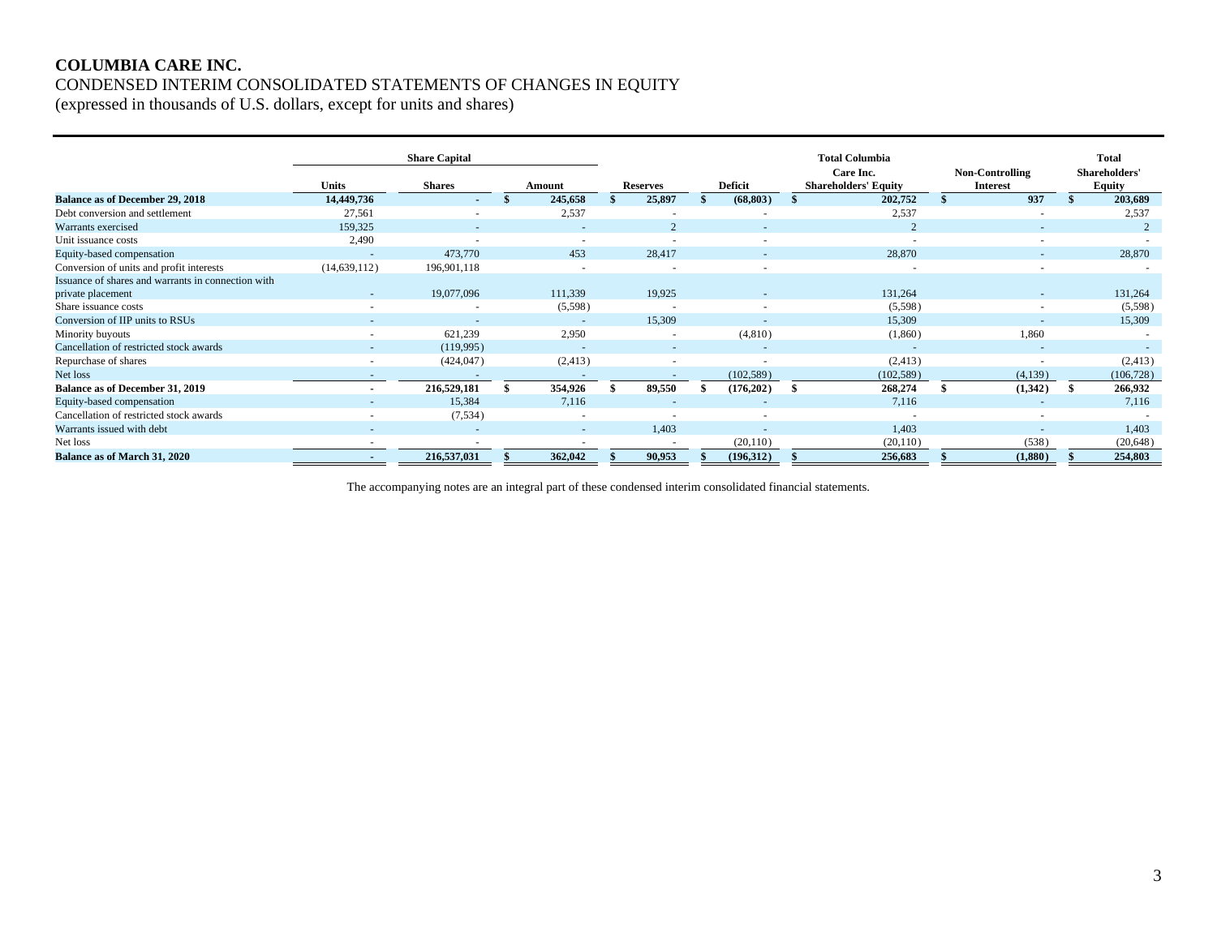**COLUMBIA CARE INC.**

CONDENSED INTERIM CONSOLIDATED STATEMENTS OF CHANGES IN EQUITY

(expressed in thousands of U.S. dollars, except for units and shares)

| | Share Capital | | | | | Total Columbia Care Inc. | | Total |
|---|---|---|---|---|---|---|---|---|
| | Units | Shares | Amount | Reserves | Deficit | Shareholders' Equity | Non-Controlling Interest | Shareholders' Equity |
| **Balance as of December 29, 2018** | **14,449,736** | **-** | **$ 245,658** | **$ 25,897** | **$ (68,803)** | **$ 202,752** | **$ 937** | **$ 203,689** |
| Debt conversion and settlement | 27,561 | - | 2,537 | - | - | 2,537 | - | 2,537 |
| Warrants exercised | 159,325 | - | - | 2 | - | 2 | - | 2 |
| Unit issuance costs | 2,490 | - | - | - | - | - | - | - |
| Equity-based compensation | - | 473,770 | 453 | 28,417 | - | 28,870 | - | 28,870 |
| Conversion of units and profit interests | (14,639,112) | 196,901,118 | - | - | - | - | - | - |
| Issuance of shares and warrants in connection with private placement | - | 19,077,096 | 111,339 | 19,925 | - | 131,264 | - | 131,264 |
| Share issuance costs | - | - | (5,598) | - | - | (5,598) | - | (5,598) |
| Conversion of IIP units to RSUs | - | - | - | 15,309 | - | 15,309 | - | 15,309 |
| Minority buyouts | - | 621,239 | 2,950 | - | (4,810) | (1,860) | 1,860 | - |
| Cancellation of restricted stock awards | - | (119,995) | - | - | - | - | - | - |
| Repurchase of shares | - | (424,047) | (2,413) | - | - | (2,413) | - | (2,413) |
| Net loss | - | - | - | - | (102,589) | (102,589) | (4,139) | (106,728) |
| **Balance as of December 31, 2019** | **-** | **216,529,181** | **$ 354,926** | **$ 89,550** | **$ (176,202)** | **$ 268,274** | **$ (1,342)** | **$ 266,932** |
| Equity-based compensation | - | 15,384 | 7,116 | - | - | 7,116 | - | 7,116 |
| Cancellation of restricted stock awards | - | (7,534) | - | - | - | - | - | - |
| Warrants issued with debt | - | - | - | 1,403 | - | 1,403 | - | 1,403 |
| Net loss | - | - | - | - | (20,110) | (20,110) | (538) | (20,648) |
| **Balance as of March 31, 2020** | **-** | **216,537,031** | **$ 362,042** | **$ 90,953** | **$ (196,312)** | **$ 256,683** | **$ (1,880)** | **$ 254,803** |

The accompanying notes are an integral part of these condensed interim consolidated financial statements.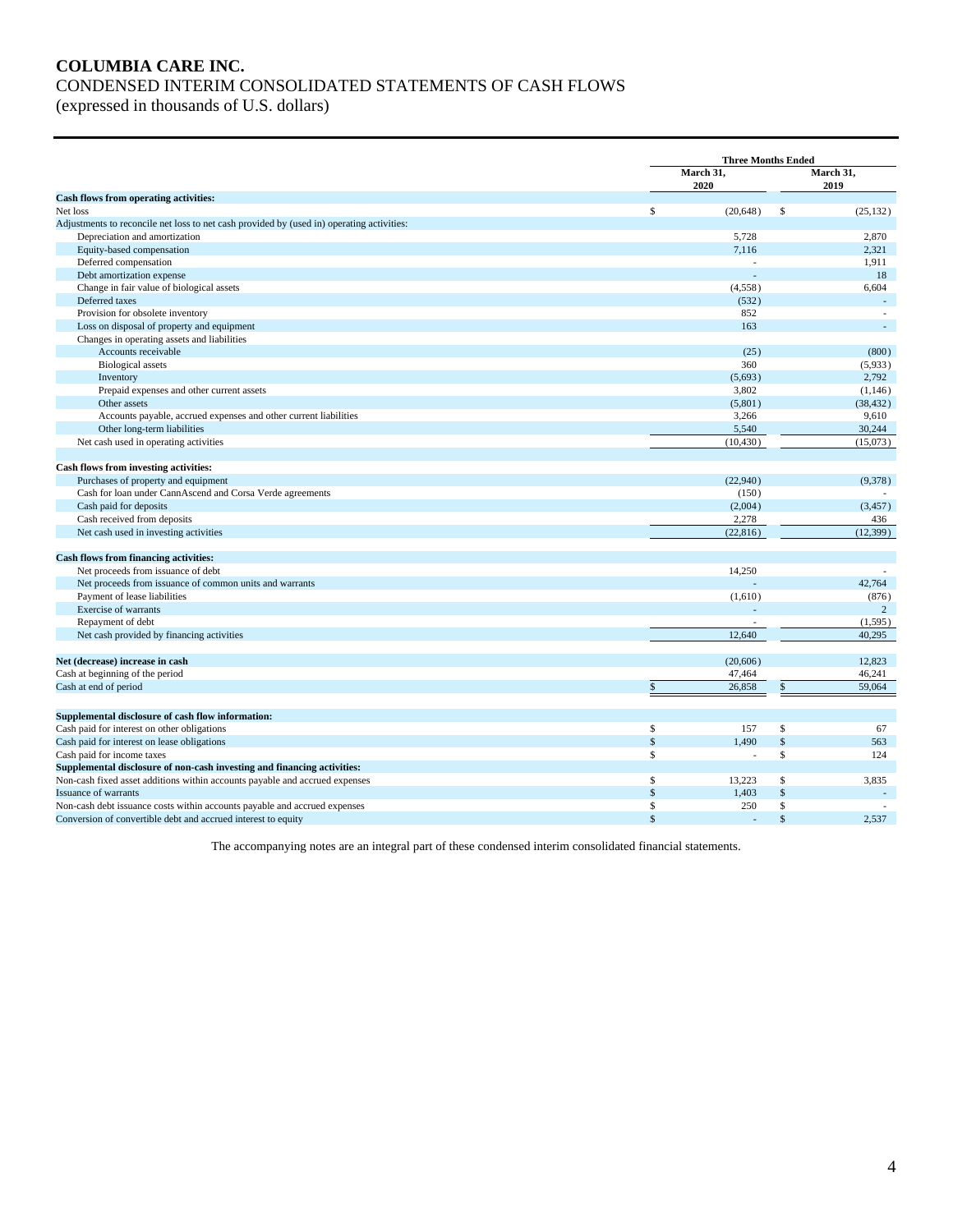# COLUMBIA CARE INC.

CONDENSED INTERIM CONSOLIDATED STATEMENTS OF CASH FLOWS

(expressed in thousands of U.S. dollars)

| | Three Months Ended | |
|---|---|---|
| | March 31, 2020 | March 31, 2019 |
| **Cash flows from operating activities:** | | |
| Net loss | $ (20,648) | $ (25,132) |
| Adjustments to reconcile net loss to net cash provided by (used in) operating activities: | | |
| Depreciation and amortization | 5,728 | 2,870 |
| Equity-based compensation | 7,116 | 2,321 |
| Deferred compensation | - | 1,911 |
| Debt amortization expense | - | 18 |
| Change in fair value of biological assets | (4,558) | 6,604 |
| Deferred taxes | (532) | - |
| Provision for obsolete inventory | 852 | - |
| Loss on disposal of property and equipment | 163 | - |
| Changes in operating assets and liabilities | | |
| Accounts receivable | (25) | (800) |
| Biological assets | 360 | (5,933) |
| Inventory | (5,693) | 2,792 |
| Prepaid expenses and other current assets | 3,802 | (1,146) |
| Other assets | (5,801) | (38,432) |
| Accounts payable, accrued expenses and other current liabilities | 3,266 | 9,610 |
| Other long-term liabilities | 5,540 | 30,244 |
| Net cash used in operating activities | (10,430) | (15,073) |
| | | |
| **Cash flows from investing activities:** | | |
| Purchases of property and equipment | (22,940) | (9,378) |
| Cash for loan under CannAscend and Corsa Verde agreements | (150) | - |
| Cash paid for deposits | (2,004) | (3,457) |
| Cash received from deposits | 2,278 | 436 |
| Net cash used in investing activities | (22,816) | (12,399) |
| | | |
| **Cash flows from financing activities:** | | |
| Net proceeds from issuance of debt | 14,250 | - |
| Net proceeds from issuance of common units and warrants | - | 42,764 |
| Payment of lease liabilities | (1,610) | (876) |
| Exercise of warrants | - | 2 |
| Repayment of debt | - | (1,595) |
| Net cash provided by financing activities | 12,640 | 40,295 |
| | | |
| **Net (decrease) increase in cash** | (20,606) | 12,823 |
| Cash at beginning of the period | 47,464 | 46,241 |
| Cash at end of period | $ 26,858 | $ 59,064 |
| | | |
| **Supplemental disclosure of cash flow information:** | | |
| Cash paid for interest on other obligations | $ 157 | $ 67 |
| Cash paid for interest on lease obligations | $ 1,490 | $ 563 |
| Cash paid for income taxes | $ - | $ 124 |
| **Supplemental disclosure of non-cash investing and financing activities:** | | |
| Non-cash fixed asset additions within accounts payable and accrued expenses | $ 13,223 | $ 3,835 |
| Issuance of warrants | $ 1,403 | $ - |
| Non-cash debt issuance costs within accounts payable and accrued expenses | $ 250 | $ - |
| Conversion of convertible debt and accrued interest to equity | $ - | $ 2,537 |

The accompanying notes are an integral part of these condensed interim consolidated financial statements.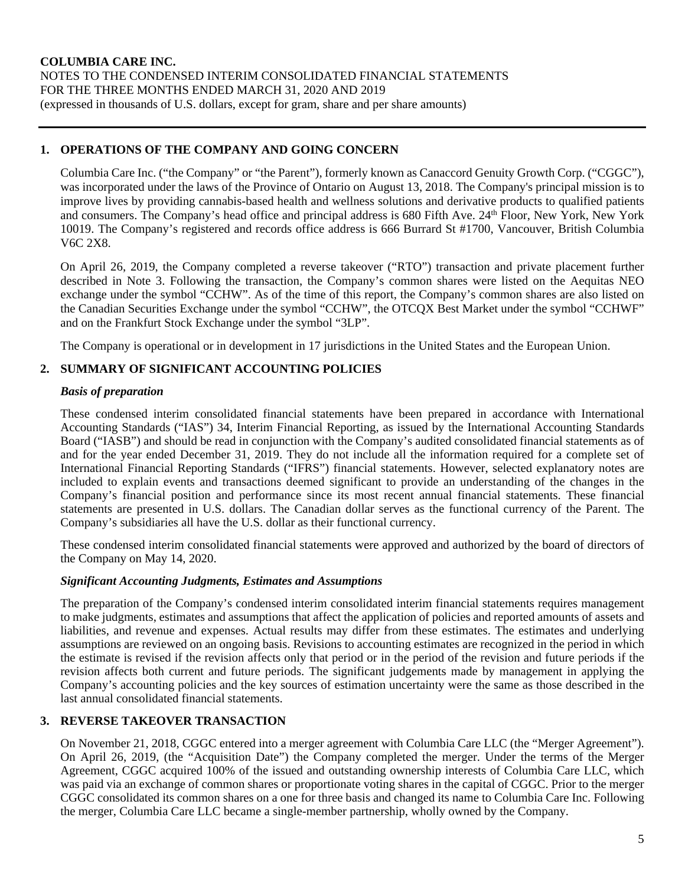## 1. OPERATIONS OF THE COMPANY AND GOING CONCERN

Columbia Care Inc. ("the Company" or "the Parent"), formerly known as Canaccord Genuity Growth Corp. ("CGGC"), was incorporated under the laws of the Province of Ontario on August 13, 2018. The Company's principal mission is to improve lives by providing cannabis-based health and wellness solutions and derivative products to qualified patients and consumers. The Company's head office and principal address is 680 Fifth Ave. 24th Floor, New York, New York 10019. The Company's registered and records office address is 666 Burrard St #1700, Vancouver, British Columbia V6C 2X8.

On April 26, 2019, the Company completed a reverse takeover ("RTO") transaction and private placement further described in Note 3. Following the transaction, the Company's common shares were listed on the Aequitas NEO exchange under the symbol "CCHW". As of the time of this report, the Company's common shares are also listed on the Canadian Securities Exchange under the symbol "CCHW", the OTCQX Best Market under the symbol "CCHWF" and on the Frankfurt Stock Exchange under the symbol "3LP".

The Company is operational or in development in 17 jurisdictions in the United States and the European Union.

## 2. SUMMARY OF SIGNIFICANT ACCOUNTING POLICIES

### *Basis of preparation*

These condensed interim consolidated financial statements have been prepared in accordance with International Accounting Standards ("IAS") 34, Interim Financial Reporting, as issued by the International Accounting Standards Board ("IASB") and should be read in conjunction with the Company's audited consolidated financial statements as of and for the year ended December 31, 2019. They do not include all the information required for a complete set of International Financial Reporting Standards ("IFRS") financial statements. However, selected explanatory notes are included to explain events and transactions deemed significant to provide an understanding of the changes in the Company's financial position and performance since its most recent annual financial statements. These financial statements are presented in U.S. dollars. The Canadian dollar serves as the functional currency of the Parent. The Company's subsidiaries all have the U.S. dollar as their functional currency.

These condensed interim consolidated financial statements were approved and authorized by the board of directors of the Company on May 14, 2020.

### *Significant Accounting Judgments, Estimates and Assumptions*

The preparation of the Company's condensed interim consolidated interim financial statements requires management to make judgments, estimates and assumptions that affect the application of policies and reported amounts of assets and liabilities, and revenue and expenses. Actual results may differ from these estimates. The estimates and underlying assumptions are reviewed on an ongoing basis. Revisions to accounting estimates are recognized in the period in which the estimate is revised if the revision affects only that period or in the period of the revision and future periods if the revision affects both current and future periods. The significant judgements made by management in applying the Company's accounting policies and the key sources of estimation uncertainty were the same as those described in the last annual consolidated financial statements.

## 3. REVERSE TAKEOVER TRANSACTION

On November 21, 2018, CGGC entered into a merger agreement with Columbia Care LLC (the "Merger Agreement"). On April 26, 2019, (the "Acquisition Date") the Company completed the merger. Under the terms of the Merger Agreement, CGGC acquired 100% of the issued and outstanding ownership interests of Columbia Care LLC, which was paid via an exchange of common shares or proportionate voting shares in the capital of CGGC. Prior to the merger CGGC consolidated its common shares on a one for three basis and changed its name to Columbia Care Inc. Following the merger, Columbia Care LLC became a single-member partnership, wholly owned by the Company.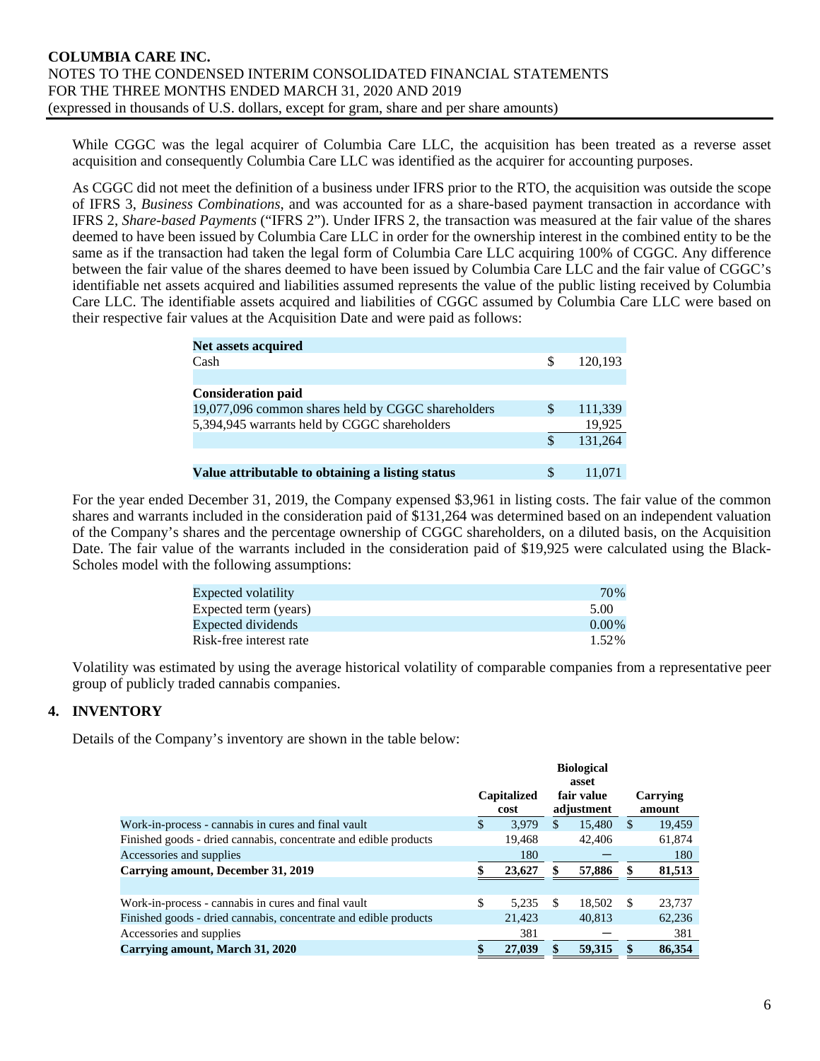While CGGC was the legal acquirer of Columbia Care LLC, the acquisition has been treated as a reverse asset acquisition and consequently Columbia Care LLC was identified as the acquirer for accounting purposes.

As CGGC did not meet the definition of a business under IFRS prior to the RTO, the acquisition was outside the scope of IFRS 3, *Business Combinations*, and was accounted for as a share-based payment transaction in accordance with IFRS 2, *Share-based Payments* ("IFRS 2"). Under IFRS 2, the transaction was measured at the fair value of the shares deemed to have been issued by Columbia Care LLC in order for the ownership interest in the combined entity to be the same as if the transaction had taken the legal form of Columbia Care LLC acquiring 100% of CGGC. Any difference between the fair value of the shares deemed to have been issued by Columbia Care LLC and the fair value of CGGC's identifiable net assets acquired and liabilities assumed represents the value of the public listing received by Columbia Care LLC. The identifiable assets acquired and liabilities of CGGC assumed by Columbia Care LLC were based on their respective fair values at the Acquisition Date and were paid as follows:

| | |
|---|---|
| **Net assets acquired** | |
| Cash | $ 120,193 |
| | |
| **Consideration paid** | |
| 19,077,096 common shares held by CGGC shareholders | $ 111,339 |
| 5,394,945 warrants held by CGGC shareholders | 19,925 |
| | $ 131,264 |
| | |
| **Value attributable to obtaining a listing status** | $ 11,071 |

For the year ended December 31, 2019, the Company expensed $3,961 in listing costs. The fair value of the common shares and warrants included in the consideration paid of $131,264 was determined based on an independent valuation of the Company's shares and the percentage ownership of CGGC shareholders, on a diluted basis, on the Acquisition Date. The fair value of the warrants included in the consideration paid of $19,925 were calculated using the Black-Scholes model with the following assumptions:

| | |
|---|---|
| Expected volatility | 70% |
| Expected term (years) | 5.00 |
| Expected dividends | 0.00% |
| Risk-free interest rate | 1.52% |

Volatility was estimated by using the average historical volatility of comparable companies from a representative peer group of publicly traded cannabis companies.

## 4. INVENTORY

Details of the Company's inventory are shown in the table below:

| | Capitalized cost | Biological asset fair value adjustment | Carrying amount |
|---|---|---|---|
| Work-in-process - cannabis in cures and final vault | $ 3,979 | $ 15,480 | $ 19,459 |
| Finished goods - dried cannabis, concentrate and edible products | 19,468 | 42,406 | 61,874 |
| Accessories and supplies | 180 | — | 180 |
| **Carrying amount, December 31, 2019** | **$ 23,627** | **$ 57,886** | **$ 81,513** |
| | | | |
| Work-in-process - cannabis in cures and final vault | $ 5,235 | $ 18,502 | $ 23,737 |
| Finished goods - dried cannabis, concentrate and edible products | 21,423 | 40,813 | 62,236 |
| Accessories and supplies | 381 | — | 381 |
| **Carrying amount, March 31, 2020** | **$ 27,039** | **$ 59,315** | **$ 86,354** |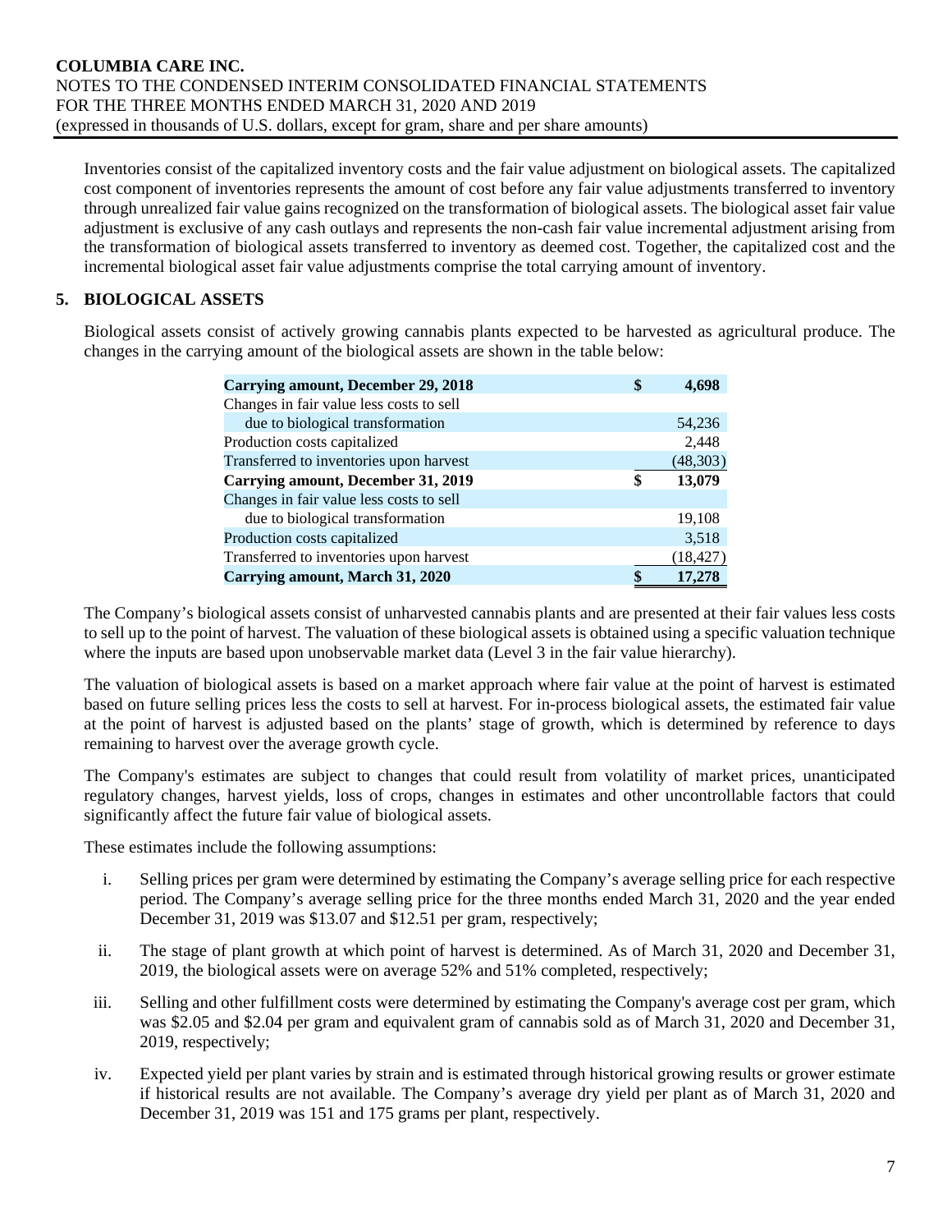Inventories consist of the capitalized inventory costs and the fair value adjustment on biological assets. The capitalized cost component of inventories represents the amount of cost before any fair value adjustments transferred to inventory through unrealized fair value gains recognized on the transformation of biological assets. The biological asset fair value adjustment is exclusive of any cash outlays and represents the non-cash fair value incremental adjustment arising from the transformation of biological assets transferred to inventory as deemed cost. Together, the capitalized cost and the incremental biological asset fair value adjustments comprise the total carrying amount of inventory.

## 5. BIOLOGICAL ASSETS

Biological assets consist of actively growing cannabis plants expected to be harvested as agricultural produce. The changes in the carrying amount of the biological assets are shown in the table below:

| | | |
|---|---|---|
| **Carrying amount, December 29, 2018** | **$** | **4,698** |
| Changes in fair value less costs to sell due to biological transformation | | 54,236 |
| Production costs capitalized | | 2,448 |
| Transferred to inventories upon harvest | | (48,303) |
| **Carrying amount, December 31, 2019** | **$** | **13,079** |
| Changes in fair value less costs to sell due to biological transformation | | 19,108 |
| Production costs capitalized | | 3,518 |
| Transferred to inventories upon harvest | | (18,427) |
| **Carrying amount, March 31, 2020** | **$** | **17,278** |

The Company's biological assets consist of unharvested cannabis plants and are presented at their fair values less costs to sell up to the point of harvest. The valuation of these biological assets is obtained using a specific valuation technique where the inputs are based upon unobservable market data (Level 3 in the fair value hierarchy).

The valuation of biological assets is based on a market approach where fair value at the point of harvest is estimated based on future selling prices less the costs to sell at harvest. For in-process biological assets, the estimated fair value at the point of harvest is adjusted based on the plants' stage of growth, which is determined by reference to days remaining to harvest over the average growth cycle.

The Company's estimates are subject to changes that could result from volatility of market prices, unanticipated regulatory changes, harvest yields, loss of crops, changes in estimates and other uncontrollable factors that could significantly affect the future fair value of biological assets.

These estimates include the following assumptions:

i. Selling prices per gram were determined by estimating the Company's average selling price for each respective period. The Company's average selling price for the three months ended March 31, 2020 and the year ended December 31, 2019 was $13.07 and $12.51 per gram, respectively;

ii. The stage of plant growth at which point of harvest is determined. As of March 31, 2020 and December 31, 2019, the biological assets were on average 52% and 51% completed, respectively;

iii. Selling and other fulfillment costs were determined by estimating the Company's average cost per gram, which was $2.05 and $2.04 per gram and equivalent gram of cannabis sold as of March 31, 2020 and December 31, 2019, respectively;

iv. Expected yield per plant varies by strain and is estimated through historical growing results or grower estimate if historical results are not available. The Company's average dry yield per plant as of March 31, 2020 and December 31, 2019 was 151 and 175 grams per plant, respectively.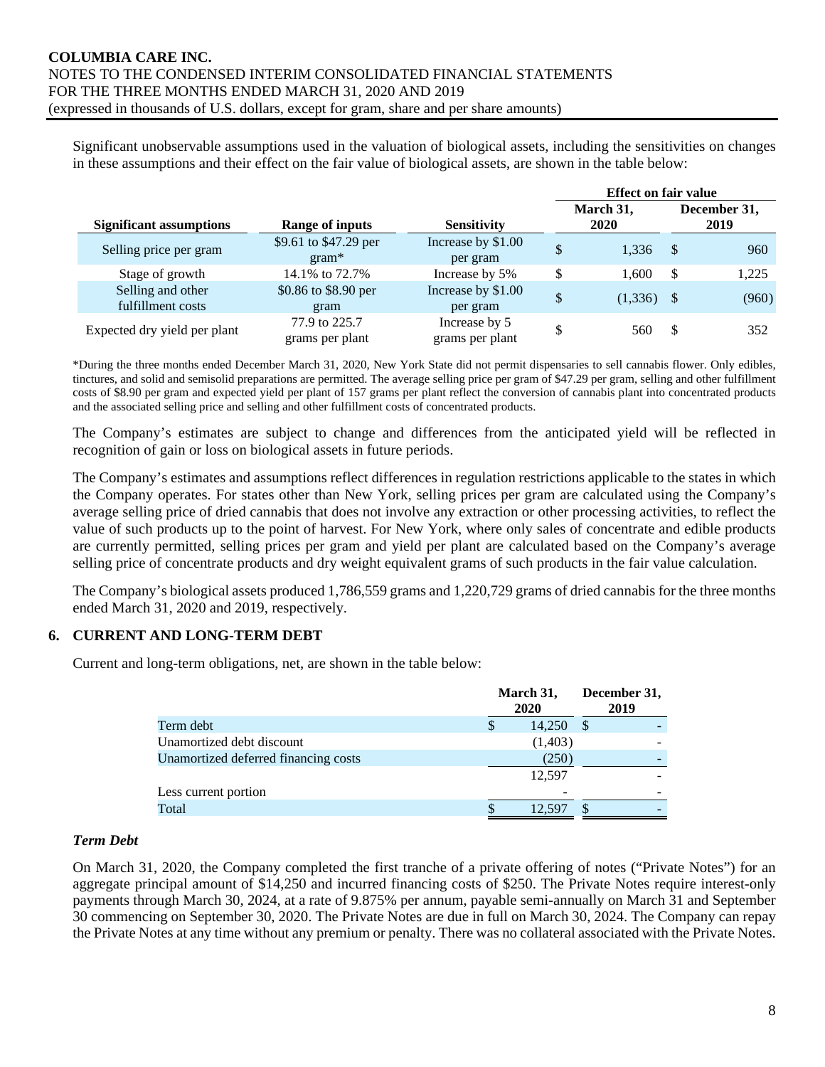Significant unobservable assumptions used in the valuation of biological assets, including the sensitivities on changes in these assumptions and their effect on the fair value of biological assets, are shown in the table below:

| Significant assumptions | Range of inputs | Sensitivity | Effect on fair value March 31, 2020 | Effect on fair value December 31, 2019 |
|---|---|---|---|---|
| Selling price per gram | $9.61 to $47.29 per gram* | Increase by $1.00 per gram | $ 1,336 | $ 960 |
| Stage of growth | 14.1% to 72.7% | Increase by 5% | $ 1,600 | $ 1,225 |
| Selling and other fulfillment costs | $0.86 to $8.90 per gram | Increase by $1.00 per gram | $ (1,336) | $ (960) |
| Expected dry yield per plant | 77.9 to 225.7 grams per plant | Increase by 5 grams per plant | $ 560 | $ 352 |

*During the three months ended December March 31, 2020, New York State did not permit dispensaries to sell cannabis flower. Only edibles, tinctures, and solid and semisolid preparations are permitted. The average selling price per gram of $47.29 per gram, selling and other fulfillment costs of $8.90 per gram and expected yield per plant of 157 grams per plant reflect the conversion of cannabis plant into concentrated products and the associated selling price and selling and other fulfillment costs of concentrated products.

The Company's estimates are subject to change and differences from the anticipated yield will be reflected in recognition of gain or loss on biological assets in future periods.

The Company's estimates and assumptions reflect differences in regulation restrictions applicable to the states in which the Company operates. For states other than New York, selling prices per gram are calculated using the Company's average selling price of dried cannabis that does not involve any extraction or other processing activities, to reflect the value of such products up to the point of harvest. For New York, where only sales of concentrate and edible products are currently permitted, selling prices per gram and yield per plant are calculated based on the Company's average selling price of concentrate products and dry weight equivalent grams of such products in the fair value calculation.

The Company's biological assets produced 1,786,559 grams and 1,220,729 grams of dried cannabis for the three months ended March 31, 2020 and 2019, respectively.

## 6. CURRENT AND LONG-TERM DEBT

Current and long-term obligations, net, are shown in the table below:

| | March 31, 2020 | December 31, 2019 |
|---|---|---|
| Term debt | $ 14,250 | $ - |
| Unamortized debt discount | (1,403) | - |
| Unamortized deferred financing costs | (250) | - |
| | 12,597 | - |
| Less current portion | - | - |
| Total | $ 12,597 | $ - |

### *Term Debt*

On March 31, 2020, the Company completed the first tranche of a private offering of notes ("Private Notes") for an aggregate principal amount of $14,250 and incurred financing costs of $250. The Private Notes require interest-only payments through March 30, 2024, at a rate of 9.875% per annum, payable semi-annually on March 31 and September 30 commencing on September 30, 2020. The Private Notes are due in full on March 30, 2024. The Company can repay the Private Notes at any time without any premium or penalty. There was no collateral associated with the Private Notes.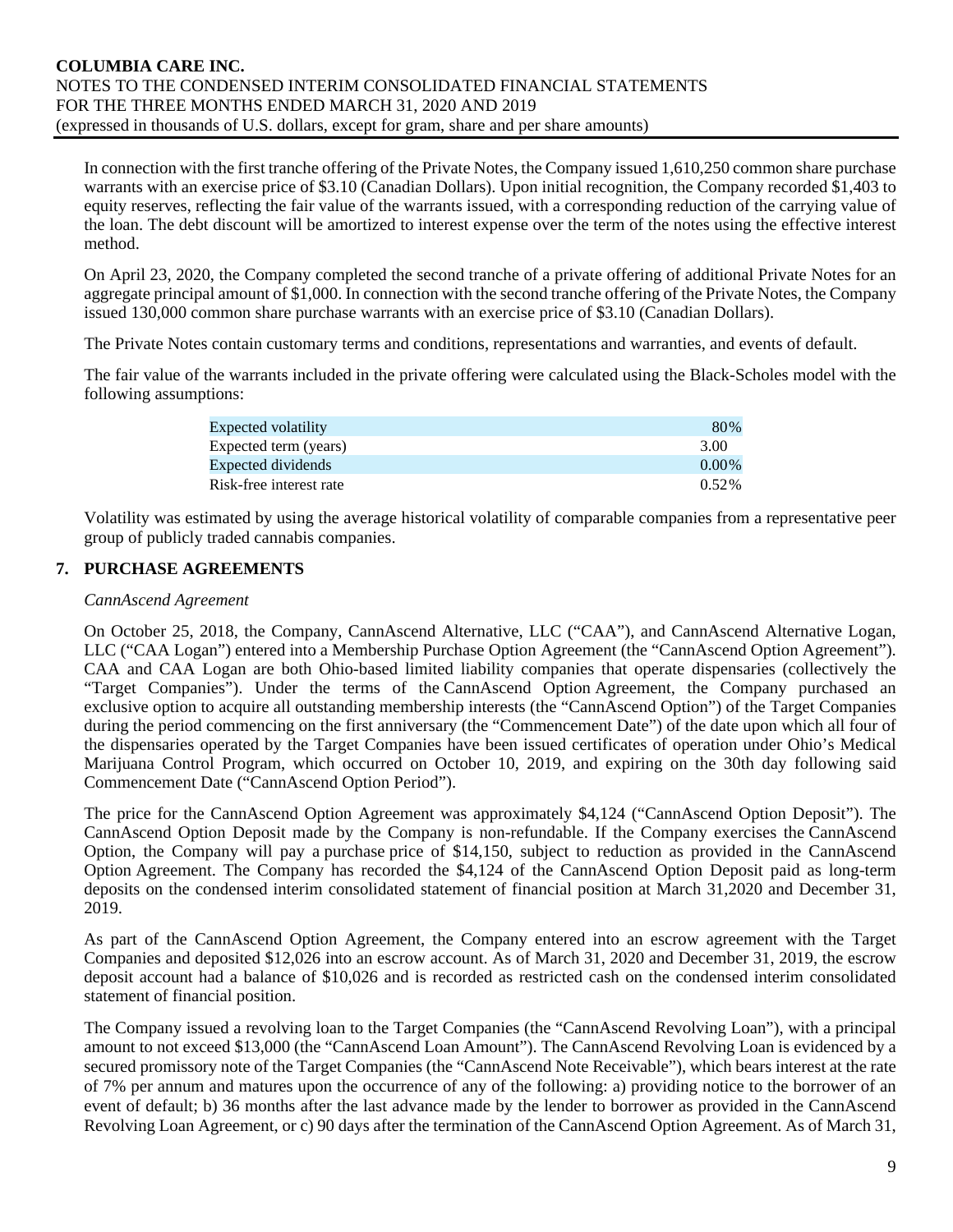In connection with the first tranche offering of the Private Notes, the Company issued 1,610,250 common share purchase warrants with an exercise price of $3.10 (Canadian Dollars). Upon initial recognition, the Company recorded $1,403 to equity reserves, reflecting the fair value of the warrants issued, with a corresponding reduction of the carrying value of the loan. The debt discount will be amortized to interest expense over the term of the notes using the effective interest method.

On April 23, 2020, the Company completed the second tranche of a private offering of additional Private Notes for an aggregate principal amount of $1,000. In connection with the second tranche offering of the Private Notes, the Company issued 130,000 common share purchase warrants with an exercise price of $3.10 (Canadian Dollars).

The Private Notes contain customary terms and conditions, representations and warranties, and events of default.

The fair value of the warrants included in the private offering were calculated using the Black-Scholes model with the following assumptions:

| | |
|---|---|
| Expected volatility | 80% |
| Expected term (years) | 3.00 |
| Expected dividends | 0.00% |
| Risk-free interest rate | 0.52% |

Volatility was estimated by using the average historical volatility of comparable companies from a representative peer group of publicly traded cannabis companies.

## 7. PURCHASE AGREEMENTS

*CannAscend Agreement*

On October 25, 2018, the Company, CannAscend Alternative, LLC ("CAA"), and CannAscend Alternative Logan, LLC ("CAA Logan") entered into a Membership Purchase Option Agreement (the "CannAscend Option Agreement"). CAA and CAA Logan are both Ohio-based limited liability companies that operate dispensaries (collectively the "Target Companies"). Under the terms of the CannAscend Option Agreement, the Company purchased an exclusive option to acquire all outstanding membership interests (the "CannAscend Option") of the Target Companies during the period commencing on the first anniversary (the "Commencement Date") of the date upon which all four of the dispensaries operated by the Target Companies have been issued certificates of operation under Ohio's Medical Marijuana Control Program, which occurred on October 10, 2019, and expiring on the 30th day following said Commencement Date ("CannAscend Option Period").

The price for the CannAscend Option Agreement was approximately $4,124 ("CannAscend Option Deposit"). The CannAscend Option Deposit made by the Company is non-refundable. If the Company exercises the CannAscend Option, the Company will pay a purchase price of $14,150, subject to reduction as provided in the CannAscend Option Agreement. The Company has recorded the $4,124 of the CannAscend Option Deposit paid as long-term deposits on the condensed interim consolidated statement of financial position at March 31,2020 and December 31, 2019.

As part of the CannAscend Option Agreement, the Company entered into an escrow agreement with the Target Companies and deposited $12,026 into an escrow account. As of March 31, 2020 and December 31, 2019, the escrow deposit account had a balance of $10,026 and is recorded as restricted cash on the condensed interim consolidated statement of financial position.

The Company issued a revolving loan to the Target Companies (the "CannAscend Revolving Loan"), with a principal amount to not exceed $13,000 (the "CannAscend Loan Amount"). The CannAscend Revolving Loan is evidenced by a secured promissory note of the Target Companies (the "CannAscend Note Receivable"), which bears interest at the rate of 7% per annum and matures upon the occurrence of any of the following: a) providing notice to the borrower of an event of default; b) 36 months after the last advance made by the lender to borrower as provided in the CannAscend Revolving Loan Agreement, or c) 90 days after the termination of the CannAscend Option Agreement. As of March 31,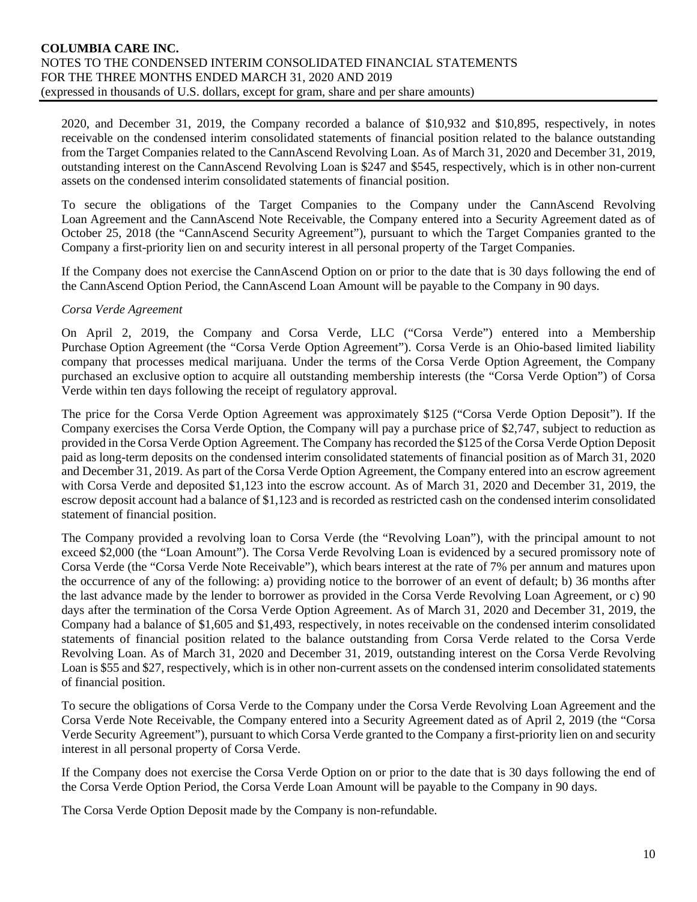2020, and December 31, 2019, the Company recorded a balance of $10,932 and $10,895, respectively, in notes receivable on the condensed interim consolidated statements of financial position related to the balance outstanding from the Target Companies related to the CannAscend Revolving Loan. As of March 31, 2020 and December 31, 2019, outstanding interest on the CannAscend Revolving Loan is $247 and $545, respectively, which is in other non-current assets on the condensed interim consolidated statements of financial position.

To secure the obligations of the Target Companies to the Company under the CannAscend Revolving Loan Agreement and the CannAscend Note Receivable, the Company entered into a Security Agreement dated as of October 25, 2018 (the "CannAscend Security Agreement"), pursuant to which the Target Companies granted to the Company a first-priority lien on and security interest in all personal property of the Target Companies.

If the Company does not exercise the CannAscend Option on or prior to the date that is 30 days following the end of the CannAscend Option Period, the CannAscend Loan Amount will be payable to the Company in 90 days.

*Corsa Verde Agreement*

On April 2, 2019, the Company and Corsa Verde, LLC ("Corsa Verde") entered into a Membership Purchase Option Agreement (the "Corsa Verde Option Agreement"). Corsa Verde is an Ohio-based limited liability company that processes medical marijuana. Under the terms of the Corsa Verde Option Agreement, the Company purchased an exclusive option to acquire all outstanding membership interests (the "Corsa Verde Option") of Corsa Verde within ten days following the receipt of regulatory approval.

The price for the Corsa Verde Option Agreement was approximately $125 ("Corsa Verde Option Deposit"). If the Company exercises the Corsa Verde Option, the Company will pay a purchase price of $2,747, subject to reduction as provided in the Corsa Verde Option Agreement. The Company has recorded the $125 of the Corsa Verde Option Deposit paid as long-term deposits on the condensed interim consolidated statements of financial position as of March 31, 2020 and December 31, 2019. As part of the Corsa Verde Option Agreement, the Company entered into an escrow agreement with Corsa Verde and deposited $1,123 into the escrow account. As of March 31, 2020 and December 31, 2019, the escrow deposit account had a balance of $1,123 and is recorded as restricted cash on the condensed interim consolidated statement of financial position.

The Company provided a revolving loan to Corsa Verde (the "Revolving Loan"), with the principal amount to not exceed $2,000 (the "Loan Amount"). The Corsa Verde Revolving Loan is evidenced by a secured promissory note of Corsa Verde (the "Corsa Verde Note Receivable"), which bears interest at the rate of 7% per annum and matures upon the occurrence of any of the following: a) providing notice to the borrower of an event of default; b) 36 months after the last advance made by the lender to borrower as provided in the Corsa Verde Revolving Loan Agreement, or c) 90 days after the termination of the Corsa Verde Option Agreement. As of March 31, 2020 and December 31, 2019, the Company had a balance of $1,605 and $1,493, respectively, in notes receivable on the condensed interim consolidated statements of financial position related to the balance outstanding from Corsa Verde related to the Corsa Verde Revolving Loan. As of March 31, 2020 and December 31, 2019, outstanding interest on the Corsa Verde Revolving Loan is $55 and $27, respectively, which is in other non-current assets on the condensed interim consolidated statements of financial position.

To secure the obligations of Corsa Verde to the Company under the Corsa Verde Revolving Loan Agreement and the Corsa Verde Note Receivable, the Company entered into a Security Agreement dated as of April 2, 2019 (the "Corsa Verde Security Agreement"), pursuant to which Corsa Verde granted to the Company a first-priority lien on and security interest in all personal property of Corsa Verde.

If the Company does not exercise the Corsa Verde Option on or prior to the date that is 30 days following the end of the Corsa Verde Option Period, the Corsa Verde Loan Amount will be payable to the Company in 90 days.

The Corsa Verde Option Deposit made by the Company is non-refundable.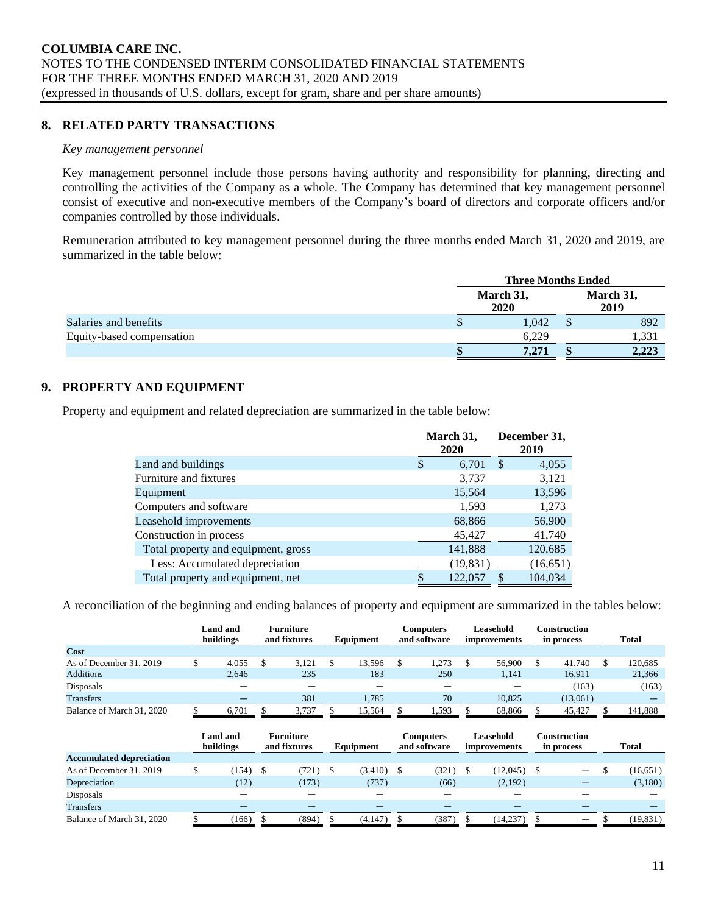## 8. RELATED PARTY TRANSACTIONS

*Key management personnel*

Key management personnel include those persons having authority and responsibility for planning, directing and controlling the activities of the Company as a whole. The Company has determined that key management personnel consist of executive and non-executive members of the Company's board of directors and corporate officers and/or companies controlled by those individuals.

Remuneration attributed to key management personnel during the three months ended March 31, 2020 and 2019, are summarized in the table below:

| | Three Months Ended | |
|---|---|---|
| | March 31, 2020 | March 31, 2019 |
| Salaries and benefits | $ 1,042 | $ 892 |
| Equity-based compensation | 6,229 | 1,331 |
| | **$ 7,271** | **$ 2,223** |

## 9. PROPERTY AND EQUIPMENT

Property and equipment and related depreciation are summarized in the table below:

| | March 31, 2020 | December 31, 2019 |
|---|---|---|
| Land and buildings | $ 6,701 | $ 4,055 |
| Furniture and fixtures | 3,737 | 3,121 |
| Equipment | 15,564 | 13,596 |
| Computers and software | 1,593 | 1,273 |
| Leasehold improvements | 68,866 | 56,900 |
| Construction in process | 45,427 | 41,740 |
| Total property and equipment, gross | 141,888 | 120,685 |
| Less: Accumulated depreciation | (19,831) | (16,651) |
| Total property and equipment, net | $ 122,057 | $ 104,034 |

A reconciliation of the beginning and ending balances of property and equipment are summarized in the tables below:

| | Land and buildings | Furniture and fixtures | Equipment | Computers and software | Leasehold improvements | Construction in process | Total |
|---|---|---|---|---|---|---|---|
| **Cost** | | | | | | | |
| As of December 31, 2019 | $ 4,055 | $ 3,121 | $ 13,596 | $ 1,273 | $ 56,900 | $ 41,740 | $ 120,685 |
| Additions | 2,646 | 235 | 183 | 250 | 1,141 | 16,911 | 21,366 |
| Disposals | — | — | — | — | — | (163) | (163) |
| Transfers | — | 381 | 1,785 | 70 | 10,825 | (13,061) | — |
| Balance of March 31, 2020 | $ 6,701 | $ 3,737 | $ 15,564 | $ 1,593 | $ 68,866 | $ 45,427 | $ 141,888 |

| | Land and buildings | Furniture and fixtures | Equipment | Computers and software | Leasehold improvements | Construction in process | Total |
|---|---|---|---|---|---|---|---|
| **Accumulated depreciation** | | | | | | | |
| As of December 31, 2019 | $ (154) | $ (721) | $ (3,410) | $ (321) | $ (12,045) | $ — | $ (16,651) |
| Depreciation | (12) | (173) | (737) | (66) | (2,192) | — | (3,180) |
| Disposals | — | — | — | — | — | — | — |
| Transfers | — | — | — | — | — | — | — |
| Balance of March 31, 2020 | $ (166) | $ (894) | $ (4,147) | $ (387) | $ (14,237) | $ — | $ (19,831) |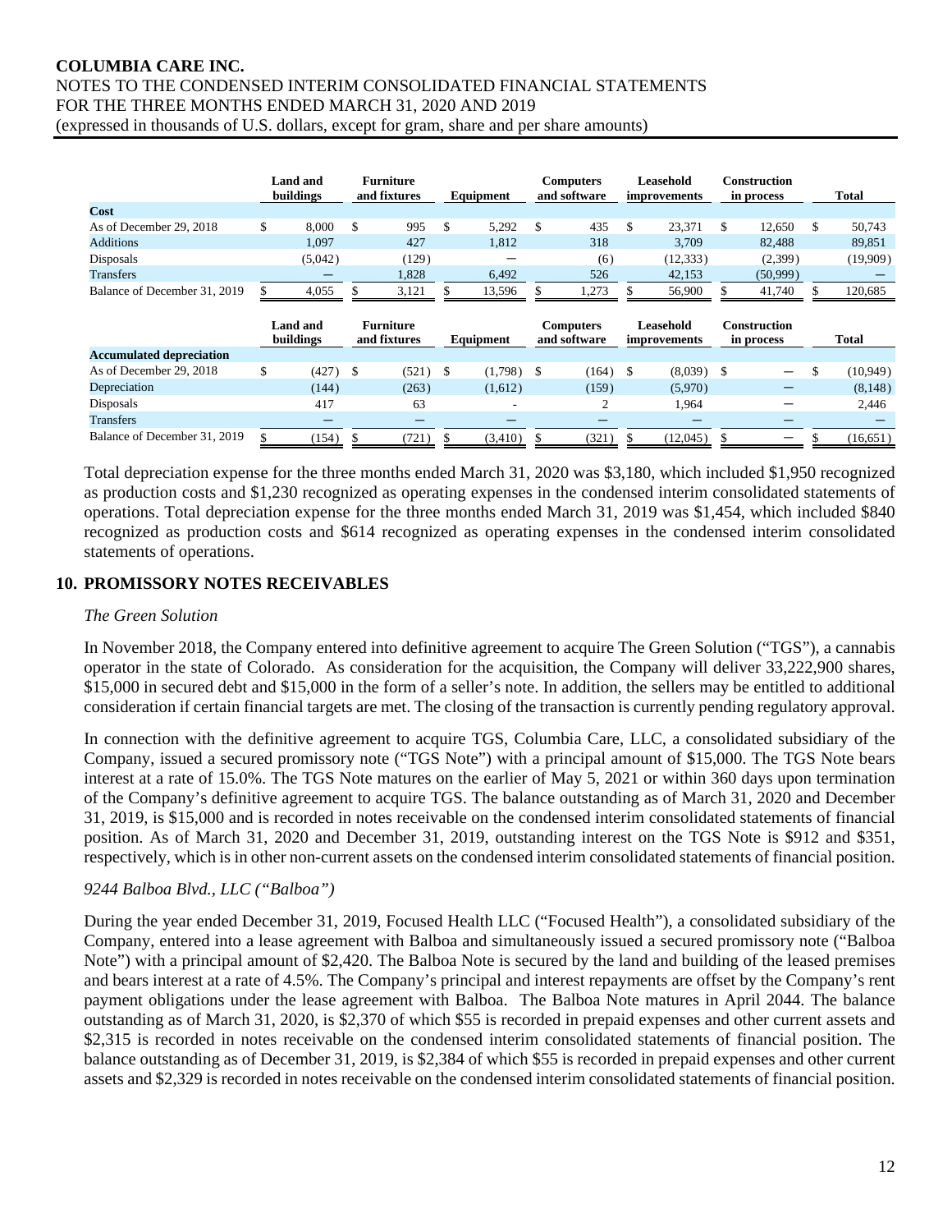| | Land and buildings | Furniture and fixtures | Equipment | Computers and software | Leasehold improvements | Construction in process | Total |
|---|---|---|---|---|---|---|---|
| **Cost** | | | | | | | |
| As of December 29, 2018 | $ 8,000 | $ 995 | $ 5,292 | $ 435 | $ 23,371 | $ 12,650 | $ 50,743 |
| Additions | 1,097 | 427 | 1,812 | 318 | 3,709 | 82,488 | 89,851 |
| Disposals | (5,042) | (129) | — | (6) | (12,333) | (2,399) | (19,909) |
| Transfers | — | 1,828 | 6,492 | 526 | 42,153 | (50,999) | — |
| Balance of December 31, 2019 | $ 4,055 | $ 3,121 | $ 13,596 | $ 1,273 | $ 56,900 | $ 41,740 | $ 120,685 |

| | Land and buildings | Furniture and fixtures | Equipment | Computers and software | Leasehold improvements | Construction in process | Total |
|---|---|---|---|---|---|---|---|
| **Accumulated depreciation** | | | | | | | |
| As of December 29, 2018 | $ (427) | $ (521) | $ (1,798) | $ (164) | $ (8,039) | $ — | $ (10,949) |
| Depreciation | (144) | (263) | (1,612) | (159) | (5,970) | — | (8,148) |
| Disposals | 417 | 63 | - | 2 | 1,964 | — | 2,446 |
| Transfers | — | — | — | — | — | — | — |
| Balance of December 31, 2019 | $ (154) | $ (721) | $ (3,410) | $ (321) | $ (12,045) | $ — | $ (16,651) |

Total depreciation expense for the three months ended March 31, 2020 was $3,180, which included $1,950 recognized as production costs and $1,230 recognized as operating expenses in the condensed interim consolidated statements of operations. Total depreciation expense for the three months ended March 31, 2019 was $1,454, which included $840 recognized as production costs and $614 recognized as operating expenses in the condensed interim consolidated statements of operations.

## 10. PROMISSORY NOTES RECEIVABLES

*The Green Solution*

In November 2018, the Company entered into definitive agreement to acquire The Green Solution ("TGS"), a cannabis operator in the state of Colorado. As consideration for the acquisition, the Company will deliver 33,222,900 shares, $15,000 in secured debt and $15,000 in the form of a seller's note. In addition, the sellers may be entitled to additional consideration if certain financial targets are met. The closing of the transaction is currently pending regulatory approval.

In connection with the definitive agreement to acquire TGS, Columbia Care, LLC, a consolidated subsidiary of the Company, issued a secured promissory note ("TGS Note") with a principal amount of $15,000. The TGS Note bears interest at a rate of 15.0%. The TGS Note matures on the earlier of May 5, 2021 or within 360 days upon termination of the Company's definitive agreement to acquire TGS. The balance outstanding as of March 31, 2020 and December 31, 2019, is $15,000 and is recorded in notes receivable on the condensed interim consolidated statements of financial position. As of March 31, 2020 and December 31, 2019, outstanding interest on the TGS Note is $912 and $351, respectively, which is in other non-current assets on the condensed interim consolidated statements of financial position.

*9244 Balboa Blvd., LLC ("Balboa")*

During the year ended December 31, 2019, Focused Health LLC ("Focused Health"), a consolidated subsidiary of the Company, entered into a lease agreement with Balboa and simultaneously issued a secured promissory note ("Balboa Note") with a principal amount of $2,420. The Balboa Note is secured by the land and building of the leased premises and bears interest at a rate of 4.5%. The Company's principal and interest repayments are offset by the Company's rent payment obligations under the lease agreement with Balboa. The Balboa Note matures in April 2044. The balance outstanding as of March 31, 2020, is $2,370 of which $55 is recorded in prepaid expenses and other current assets and $2,315 is recorded in notes receivable on the condensed interim consolidated statements of financial position. The balance outstanding as of December 31, 2019, is $2,384 of which $55 is recorded in prepaid expenses and other current assets and $2,329 is recorded in notes receivable on the condensed interim consolidated statements of financial position.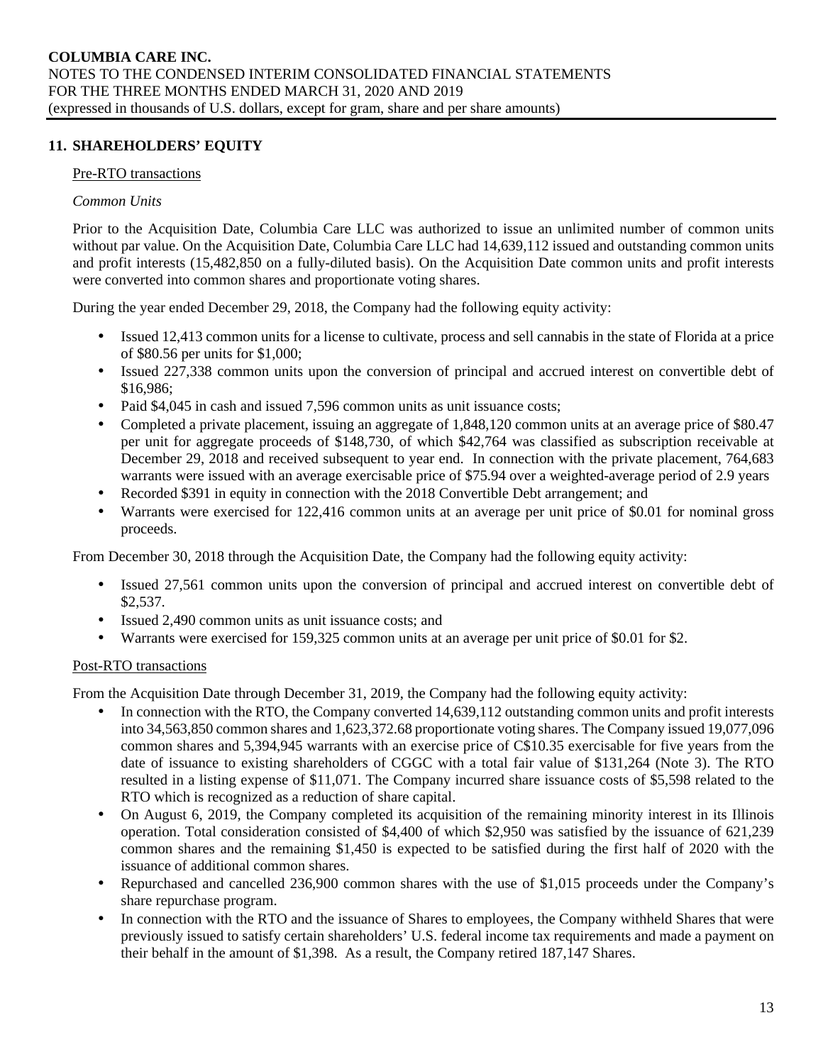## 11. SHAREHOLDERS' EQUITY

Pre-RTO transactions

*Common Units*

Prior to the Acquisition Date, Columbia Care LLC was authorized to issue an unlimited number of common units without par value. On the Acquisition Date, Columbia Care LLC had 14,639,112 issued and outstanding common units and profit interests (15,482,850 on a fully-diluted basis). On the Acquisition Date common units and profit interests were converted into common shares and proportionate voting shares.

During the year ended December 29, 2018, the Company had the following equity activity:

- Issued 12,413 common units for a license to cultivate, process and sell cannabis in the state of Florida at a price of $80.56 per units for $1,000;
- Issued 227,338 common units upon the conversion of principal and accrued interest on convertible debt of $16,986;
- Paid $4,045 in cash and issued 7,596 common units as unit issuance costs;
- Completed a private placement, issuing an aggregate of 1,848,120 common units at an average price of $80.47 per unit for aggregate proceeds of $148,730, of which $42,764 was classified as subscription receivable at December 29, 2018 and received subsequent to year end. In connection with the private placement, 764,683 warrants were issued with an average exercisable price of $75.94 over a weighted-average period of 2.9 years
- Recorded $391 in equity in connection with the 2018 Convertible Debt arrangement; and
- Warrants were exercised for 122,416 common units at an average per unit price of $0.01 for nominal gross proceeds.

From December 30, 2018 through the Acquisition Date, the Company had the following equity activity:

- Issued 27,561 common units upon the conversion of principal and accrued interest on convertible debt of $2,537.
- Issued 2,490 common units as unit issuance costs; and
- Warrants were exercised for 159,325 common units at an average per unit price of $0.01 for $2.

Post-RTO transactions

From the Acquisition Date through December 31, 2019, the Company had the following equity activity:

- In connection with the RTO, the Company converted 14,639,112 outstanding common units and profit interests into 34,563,850 common shares and 1,623,372.68 proportionate voting shares. The Company issued 19,077,096 common shares and 5,394,945 warrants with an exercise price of C$10.35 exercisable for five years from the date of issuance to existing shareholders of CGGC with a total fair value of $131,264 (Note 3). The RTO resulted in a listing expense of $11,071. The Company incurred share issuance costs of $5,598 related to the RTO which is recognized as a reduction of share capital.
- On August 6, 2019, the Company completed its acquisition of the remaining minority interest in its Illinois operation. Total consideration consisted of $4,400 of which $2,950 was satisfied by the issuance of 621,239 common shares and the remaining $1,450 is expected to be satisfied during the first half of 2020 with the issuance of additional common shares.
- Repurchased and cancelled 236,900 common shares with the use of $1,015 proceeds under the Company's share repurchase program.
- In connection with the RTO and the issuance of Shares to employees, the Company withheld Shares that were previously issued to satisfy certain shareholders' U.S. federal income tax requirements and made a payment on their behalf in the amount of $1,398. As a result, the Company retired 187,147 Shares.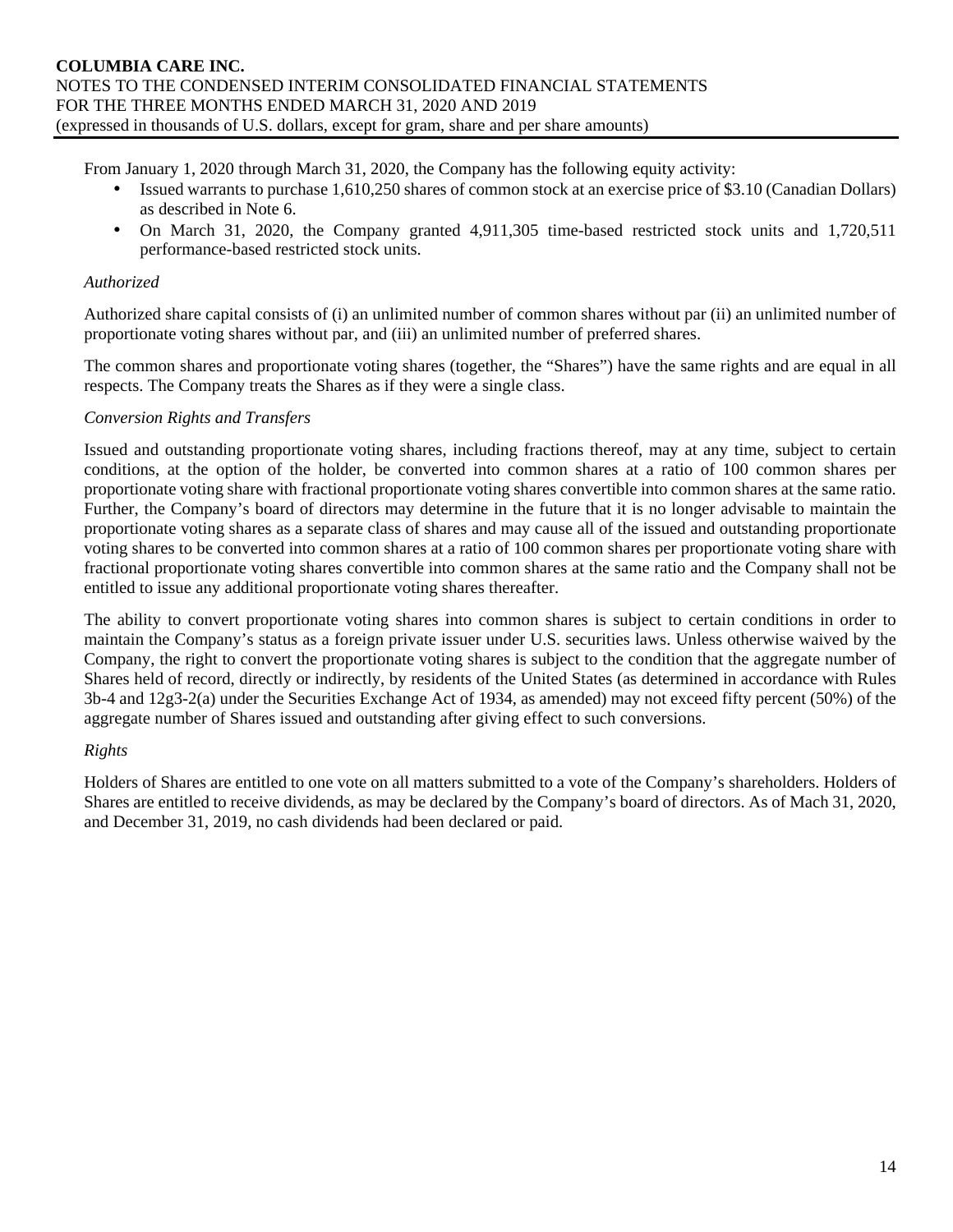From January 1, 2020 through March 31, 2020, the Company has the following equity activity:

- Issued warrants to purchase 1,610,250 shares of common stock at an exercise price of $3.10 (Canadian Dollars) as described in Note 6.
- On March 31, 2020, the Company granted 4,911,305 time-based restricted stock units and 1,720,511 performance-based restricted stock units.

*Authorized*

Authorized share capital consists of (i) an unlimited number of common shares without par (ii) an unlimited number of proportionate voting shares without par, and (iii) an unlimited number of preferred shares.

The common shares and proportionate voting shares (together, the "Shares") have the same rights and are equal in all respects. The Company treats the Shares as if they were a single class.

*Conversion Rights and Transfers*

Issued and outstanding proportionate voting shares, including fractions thereof, may at any time, subject to certain conditions, at the option of the holder, be converted into common shares at a ratio of 100 common shares per proportionate voting share with fractional proportionate voting shares convertible into common shares at the same ratio. Further, the Company's board of directors may determine in the future that it is no longer advisable to maintain the proportionate voting shares as a separate class of shares and may cause all of the issued and outstanding proportionate voting shares to be converted into common shares at a ratio of 100 common shares per proportionate voting share with fractional proportionate voting shares convertible into common shares at the same ratio and the Company shall not be entitled to issue any additional proportionate voting shares thereafter.

The ability to convert proportionate voting shares into common shares is subject to certain conditions in order to maintain the Company's status as a foreign private issuer under U.S. securities laws. Unless otherwise waived by the Company, the right to convert the proportionate voting shares is subject to the condition that the aggregate number of Shares held of record, directly or indirectly, by residents of the United States (as determined in accordance with Rules 3b-4 and 12g3-2(a) under the Securities Exchange Act of 1934, as amended) may not exceed fifty percent (50%) of the aggregate number of Shares issued and outstanding after giving effect to such conversions.

*Rights*

Holders of Shares are entitled to one vote on all matters submitted to a vote of the Company's shareholders. Holders of Shares are entitled to receive dividends, as may be declared by the Company's board of directors. As of Mach 31, 2020, and December 31, 2019, no cash dividends had been declared or paid.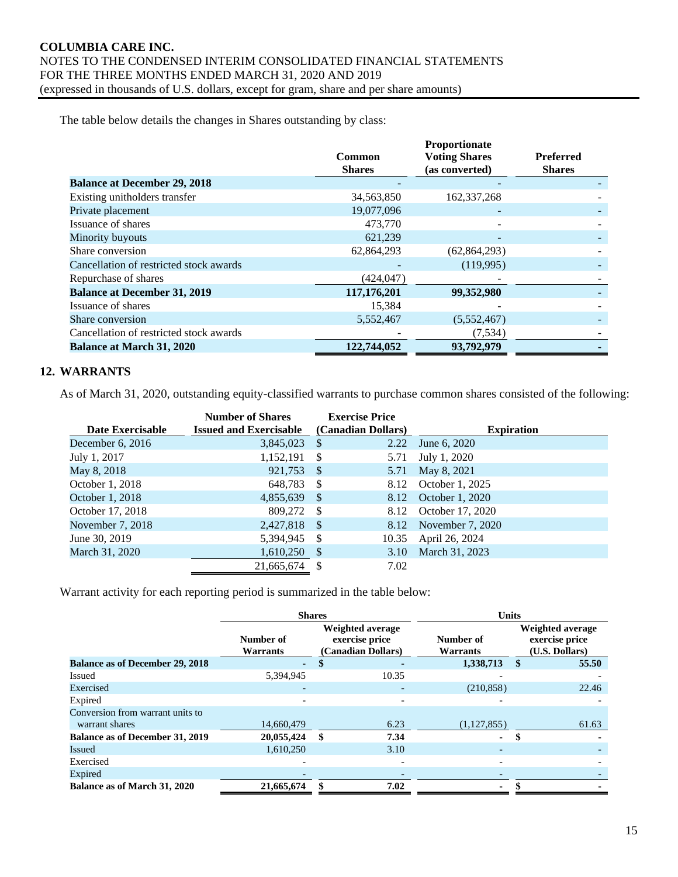The table below details the changes in Shares outstanding by class:

| | Common Shares | Proportionate Voting Shares (as converted) | Preferred Shares |
|---|---|---|---|
| **Balance at December 29, 2018** | - | - | - |
| Existing unitholders transfer | 34,563,850 | 162,337,268 | - |
| Private placement | 19,077,096 | - | - |
| Issuance of shares | 473,770 | - | - |
| Minority buyouts | 621,239 | - | - |
| Share conversion | 62,864,293 | (62,864,293) | - |
| Cancellation of restricted stock awards | - | (119,995) | - |
| Repurchase of shares | (424,047) | - | - |
| **Balance at December 31, 2019** | **117,176,201** | **99,352,980** | **-** |
| Issuance of shares | 15,384 | - | - |
| Share conversion | 5,552,467 | (5,552,467) | - |
| Cancellation of restricted stock awards | - | (7,534) | - |
| **Balance at March 31, 2020** | **122,744,052** | **93,792,979** | **-** |

## 12. WARRANTS

As of March 31, 2020, outstanding equity-classified warrants to purchase common shares consisted of the following:

| Date Exercisable | Number of Shares Issued and Exercisable | Exercise Price (Canadian Dollars) | Expiration |
|---|---|---|---|
| December 6, 2016 | 3,845,023 | $ 2.22 | June 6, 2020 |
| July 1, 2017 | 1,152,191 | $ 5.71 | July 1, 2020 |
| May 8, 2018 | 921,753 | $ 5.71 | May 8, 2021 |
| October 1, 2018 | 648,783 | $ 8.12 | October 1, 2025 |
| October 1, 2018 | 4,855,639 | $ 8.12 | October 1, 2020 |
| October 17, 2018 | 809,272 | $ 8.12 | October 17, 2020 |
| November 7, 2018 | 2,427,818 | $ 8.12 | November 7, 2020 |
| June 30, 2019 | 5,394,945 | $ 10.35 | April 26, 2024 |
| March 31, 2020 | 1,610,250 | $ 3.10 | March 31, 2023 |
| | 21,665,674 | $ 7.02 | |

Warrant activity for each reporting period is summarized in the table below:

| | Shares | | Units | |
|---|---|---|---|---|
| | Number of Warrants | Weighted average exercise price (Canadian Dollars) | Number of Warrants | Weighted average exercise price (U.S. Dollars) |
| **Balance as of December 29, 2018** | **-** | **$ -** | **1,338,713** | **$ 55.50** |
| Issued | 5,394,945 | 10.35 | - | - |
| Exercised | - | - | (210,858) | 22.46 |
| Expired | - | - | - | - |
| Conversion from warrant units to warrant shares | 14,660,479 | 6.23 | (1,127,855) | 61.63 |
| **Balance as of December 31, 2019** | **20,055,424** | **$ 7.34** | **-** | **$ -** |
| Issued | 1,610,250 | 3.10 | - | - |
| Exercised | - | - | - | - |
| Expired | - | - | - | - |
| **Balance as of March 31, 2020** | **21,665,674** | **$ 7.02** | **-** | **$ -** |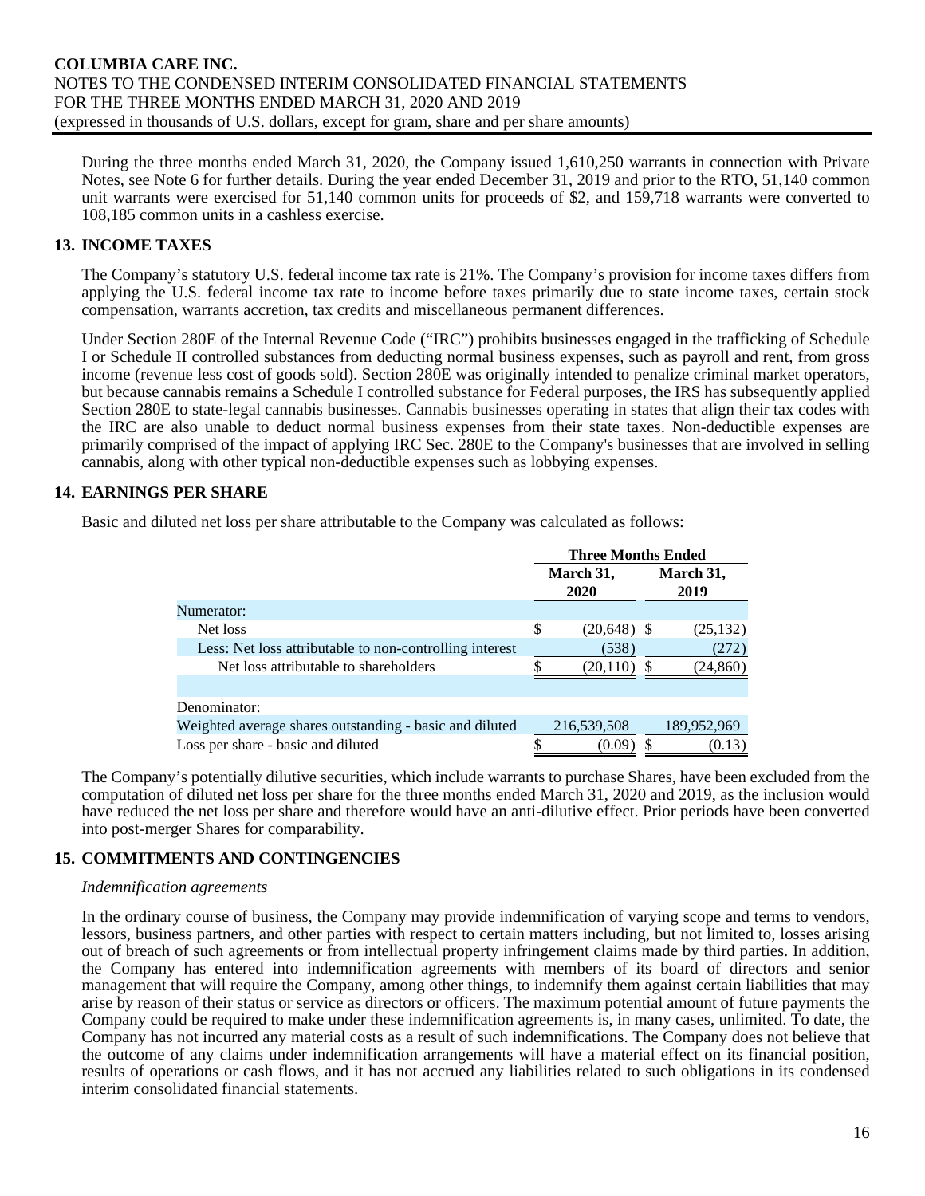During the three months ended March 31, 2020, the Company issued 1,610,250 warrants in connection with Private Notes, see Note 6 for further details. During the year ended December 31, 2019 and prior to the RTO, 51,140 common unit warrants were exercised for 51,140 common units for proceeds of $2, and 159,718 warrants were converted to 108,185 common units in a cashless exercise.

## 13. INCOME TAXES

The Company's statutory U.S. federal income tax rate is 21%. The Company's provision for income taxes differs from applying the U.S. federal income tax rate to income before taxes primarily due to state income taxes, certain stock compensation, warrants accretion, tax credits and miscellaneous permanent differences.

Under Section 280E of the Internal Revenue Code ("IRC") prohibits businesses engaged in the trafficking of Schedule I or Schedule II controlled substances from deducting normal business expenses, such as payroll and rent, from gross income (revenue less cost of goods sold). Section 280E was originally intended to penalize criminal market operators, but because cannabis remains a Schedule I controlled substance for Federal purposes, the IRS has subsequently applied Section 280E to state-legal cannabis businesses. Cannabis businesses operating in states that align their tax codes with the IRC are also unable to deduct normal business expenses from their state taxes. Non-deductible expenses are primarily comprised of the impact of applying IRC Sec. 280E to the Company's businesses that are involved in selling cannabis, along with other typical non-deductible expenses such as lobbying expenses.

## 14. EARNINGS PER SHARE

Basic and diluted net loss per share attributable to the Company was calculated as follows:

| | Three Months Ended | |
|---|---|---|
| | March 31, 2020 | March 31, 2019 |
| Numerator: | | |
| Net loss | $ (20,648) | $ (25,132) |
| Less: Net loss attributable to non-controlling interest | (538) | (272) |
| Net loss attributable to shareholders | $ (20,110) | $ (24,860) |
| | | |
| Denominator: | | |
| Weighted average shares outstanding - basic and diluted | 216,539,508 | 189,952,969 |
| Loss per share - basic and diluted | $ (0.09) | $ (0.13) |

The Company's potentially dilutive securities, which include warrants to purchase Shares, have been excluded from the computation of diluted net loss per share for the three months ended March 31, 2020 and 2019, as the inclusion would have reduced the net loss per share and therefore would have an anti-dilutive effect. Prior periods have been converted into post-merger Shares for comparability.

## 15. COMMITMENTS AND CONTINGENCIES

*Indemnification agreements*

In the ordinary course of business, the Company may provide indemnification of varying scope and terms to vendors, lessors, business partners, and other parties with respect to certain matters including, but not limited to, losses arising out of breach of such agreements or from intellectual property infringement claims made by third parties. In addition, the Company has entered into indemnification agreements with members of its board of directors and senior management that will require the Company, among other things, to indemnify them against certain liabilities that may arise by reason of their status or service as directors or officers. The maximum potential amount of future payments the Company could be required to make under these indemnification agreements is, in many cases, unlimited. To date, the Company has not incurred any material costs as a result of such indemnifications. The Company does not believe that the outcome of any claims under indemnification arrangements will have a material effect on its financial position, results of operations or cash flows, and it has not accrued any liabilities related to such obligations in its condensed interim consolidated financial statements.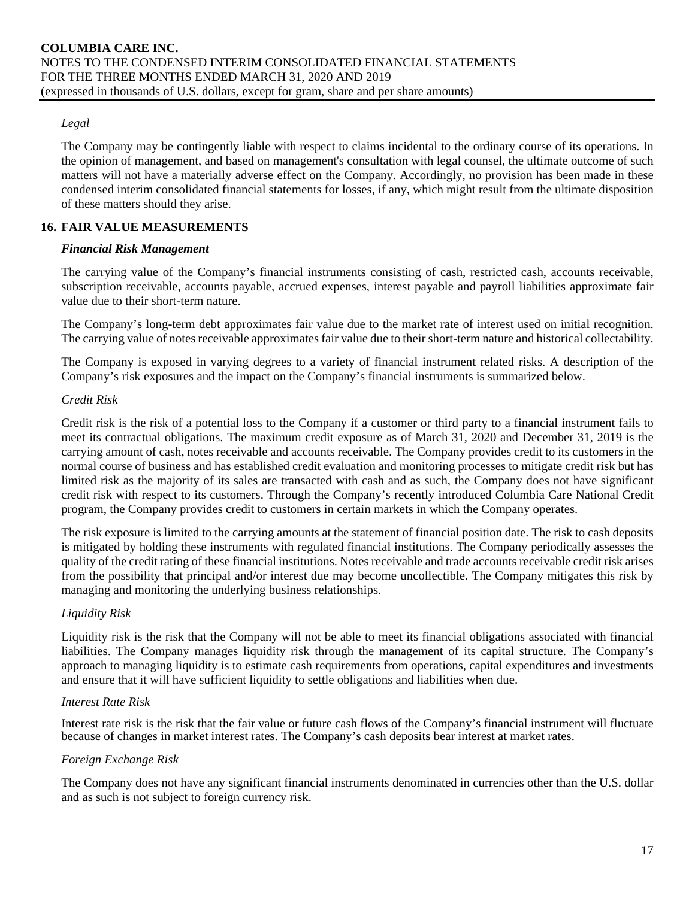*Legal*

The Company may be contingently liable with respect to claims incidental to the ordinary course of its operations. In the opinion of management, and based on management's consultation with legal counsel, the ultimate outcome of such matters will not have a materially adverse effect on the Company. Accordingly, no provision has been made in these condensed interim consolidated financial statements for losses, if any, which might result from the ultimate disposition of these matters should they arise.

## 16. FAIR VALUE MEASUREMENTS

***Financial Risk Management***

The carrying value of the Company's financial instruments consisting of cash, restricted cash, accounts receivable, subscription receivable, accounts payable, accrued expenses, interest payable and payroll liabilities approximate fair value due to their short-term nature.

The Company's long-term debt approximates fair value due to the market rate of interest used on initial recognition. The carrying value of notes receivable approximates fair value due to their short-term nature and historical collectability.

The Company is exposed in varying degrees to a variety of financial instrument related risks. A description of the Company's risk exposures and the impact on the Company's financial instruments is summarized below.

*Credit Risk*

Credit risk is the risk of a potential loss to the Company if a customer or third party to a financial instrument fails to meet its contractual obligations. The maximum credit exposure as of March 31, 2020 and December 31, 2019 is the carrying amount of cash, notes receivable and accounts receivable. The Company provides credit to its customers in the normal course of business and has established credit evaluation and monitoring processes to mitigate credit risk but has limited risk as the majority of its sales are transacted with cash and as such, the Company does not have significant credit risk with respect to its customers. Through the Company's recently introduced Columbia Care National Credit program, the Company provides credit to customers in certain markets in which the Company operates.

The risk exposure is limited to the carrying amounts at the statement of financial position date. The risk to cash deposits is mitigated by holding these instruments with regulated financial institutions. The Company periodically assesses the quality of the credit rating of these financial institutions. Notes receivable and trade accounts receivable credit risk arises from the possibility that principal and/or interest due may become uncollectible. The Company mitigates this risk by managing and monitoring the underlying business relationships.

*Liquidity Risk*

Liquidity risk is the risk that the Company will not be able to meet its financial obligations associated with financial liabilities. The Company manages liquidity risk through the management of its capital structure. The Company's approach to managing liquidity is to estimate cash requirements from operations, capital expenditures and investments and ensure that it will have sufficient liquidity to settle obligations and liabilities when due.

*Interest Rate Risk*

Interest rate risk is the risk that the fair value or future cash flows of the Company's financial instrument will fluctuate because of changes in market interest rates. The Company's cash deposits bear interest at market rates.

*Foreign Exchange Risk*

The Company does not have any significant financial instruments denominated in currencies other than the U.S. dollar and as such is not subject to foreign currency risk.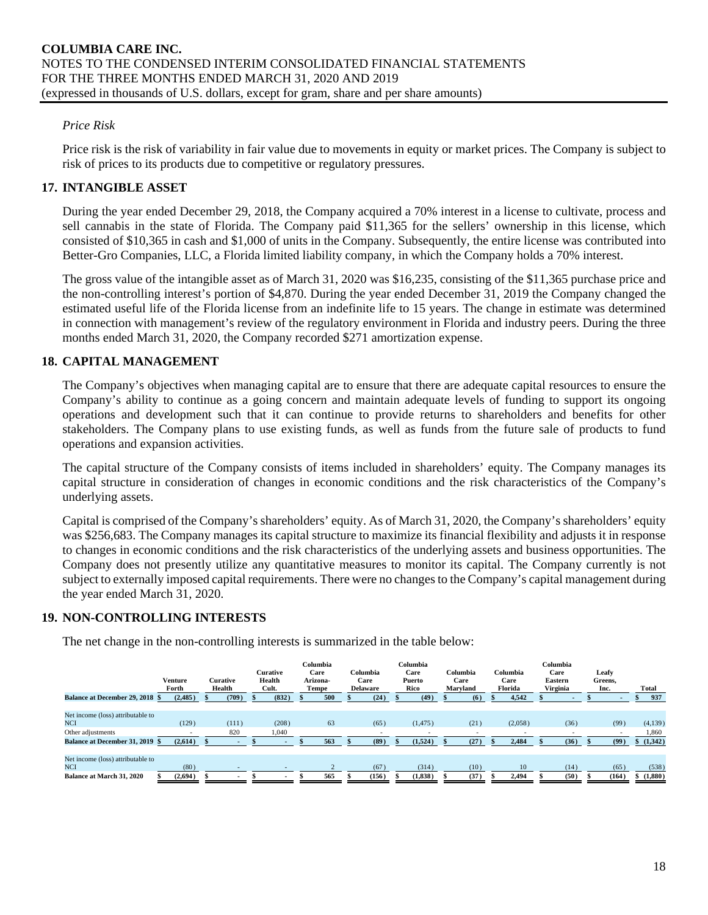*Price Risk*

Price risk is the risk of variability in fair value due to movements in equity or market prices. The Company is subject to risk of prices to its products due to competitive or regulatory pressures.

## 17. INTANGIBLE ASSET

During the year ended December 29, 2018, the Company acquired a 70% interest in a license to cultivate, process and sell cannabis in the state of Florida. The Company paid $11,365 for the sellers' ownership in this license, which consisted of $10,365 in cash and $1,000 of units in the Company. Subsequently, the entire license was contributed into Better-Gro Companies, LLC, a Florida limited liability company, in which the Company holds a 70% interest.

The gross value of the intangible asset as of March 31, 2020 was $16,235, consisting of the $11,365 purchase price and the non-controlling interest's portion of $4,870. During the year ended December 31, 2019 the Company changed the estimated useful life of the Florida license from an indefinite life to 15 years. The change in estimate was determined in connection with management's review of the regulatory environment in Florida and industry peers. During the three months ended March 31, 2020, the Company recorded $271 amortization expense.

## 18. CAPITAL MANAGEMENT

The Company's objectives when managing capital are to ensure that there are adequate capital resources to ensure the Company's ability to continue as a going concern and maintain adequate levels of funding to support its ongoing operations and development such that it can continue to provide returns to shareholders and benefits for other stakeholders. The Company plans to use existing funds, as well as funds from the future sale of products to fund operations and expansion activities.

The capital structure of the Company consists of items included in shareholders' equity. The Company manages its capital structure in consideration of changes in economic conditions and the risk characteristics of the Company's underlying assets.

Capital is comprised of the Company's shareholders' equity. As of March 31, 2020, the Company's shareholders' equity was $256,683. The Company manages its capital structure to maximize its financial flexibility and adjusts it in response to changes in economic conditions and the risk characteristics of the underlying assets and business opportunities. The Company does not presently utilize any quantitative measures to monitor its capital. The Company currently is not subject to externally imposed capital requirements. There were no changes to the Company's capital management during the year ended March 31, 2020.

## 19. NON-CONTROLLING INTERESTS

The net change in the non-controlling interests is summarized in the table below:

| | Venture Forth | Curative Health | Curative Health Cult. | Columbia Care Arizona-Tempe | Columbia Care Delaware | Columbia Care Puerto Rico | Columbia Care Maryland | Columbia Care Florida | Columbia Care Eastern Virginia | Leafy Greens, Inc. | Total |
|---|---|---|---|---|---|---|---|---|---|---|---|
| **Balance at December 29, 2018** | $ (2,485) | $ (709) | $ (832) | $ 500 | $ (24) | $ (49) | $ (6) | $ 4,542 | $ - | $ - | $ 937 |
| Net income (loss) attributable to NCI | (129) | (111) | (208) | 63 | (65) | (1,475) | (21) | (2,058) | (36) | (99) | (4,139) |
| Other adjustments | - | 820 | 1,040 | | - | - | - | - | - | - | 1,860 |
| **Balance at December 31, 2019** | $ (2,614) | $ - | $ - | $ 563 | $ (89) | $ (1,524) | $ (27) | $ 2,484 | $ (36) | $ (99) | $ (1,342) |
| Net income (loss) attributable to NCI | (80) | - | - | 2 | (67) | (314) | (10) | 10 | (14) | (65) | (538) |
| **Balance at March 31, 2020** | $ (2,694) | $ - | $ - | $ 565 | $ (156) | $ (1,838) | $ (37) | $ 2,494 | $ (50) | $ (164) | $ (1,880) |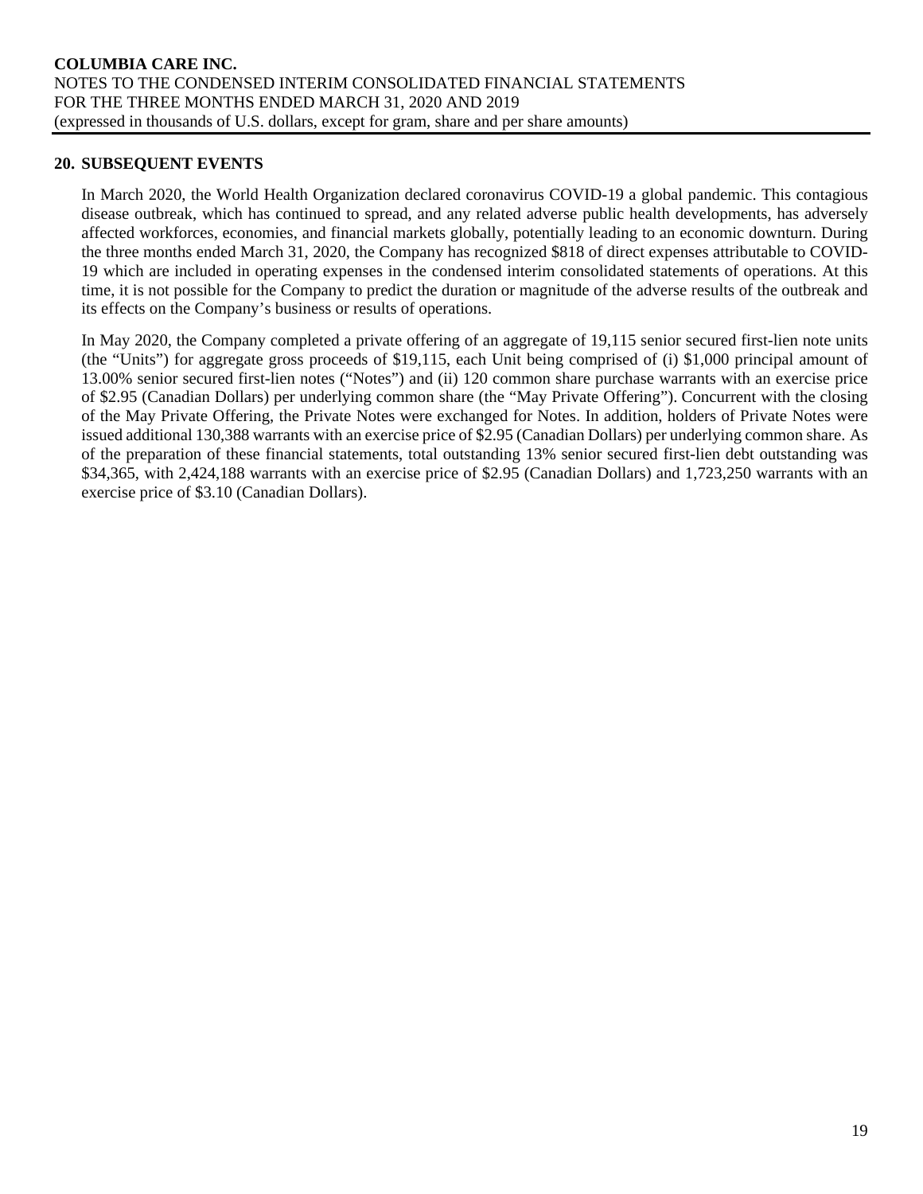## 20. SUBSEQUENT EVENTS

In March 2020, the World Health Organization declared coronavirus COVID-19 a global pandemic. This contagious disease outbreak, which has continued to spread, and any related adverse public health developments, has adversely affected workforces, economies, and financial markets globally, potentially leading to an economic downturn. During the three months ended March 31, 2020, the Company has recognized $818 of direct expenses attributable to COVID-19 which are included in operating expenses in the condensed interim consolidated statements of operations. At this time, it is not possible for the Company to predict the duration or magnitude of the adverse results of the outbreak and its effects on the Company's business or results of operations.

In May 2020, the Company completed a private offering of an aggregate of 19,115 senior secured first-lien note units (the "Units") for aggregate gross proceeds of $19,115, each Unit being comprised of (i) $1,000 principal amount of 13.00% senior secured first-lien notes ("Notes") and (ii) 120 common share purchase warrants with an exercise price of $2.95 (Canadian Dollars) per underlying common share (the "May Private Offering"). Concurrent with the closing of the May Private Offering, the Private Notes were exchanged for Notes. In addition, holders of Private Notes were issued additional 130,388 warrants with an exercise price of $2.95 (Canadian Dollars) per underlying common share. As of the preparation of these financial statements, total outstanding 13% senior secured first-lien debt outstanding was $34,365, with 2,424,188 warrants with an exercise price of $2.95 (Canadian Dollars) and 1,723,250 warrants with an exercise price of $3.10 (Canadian Dollars).